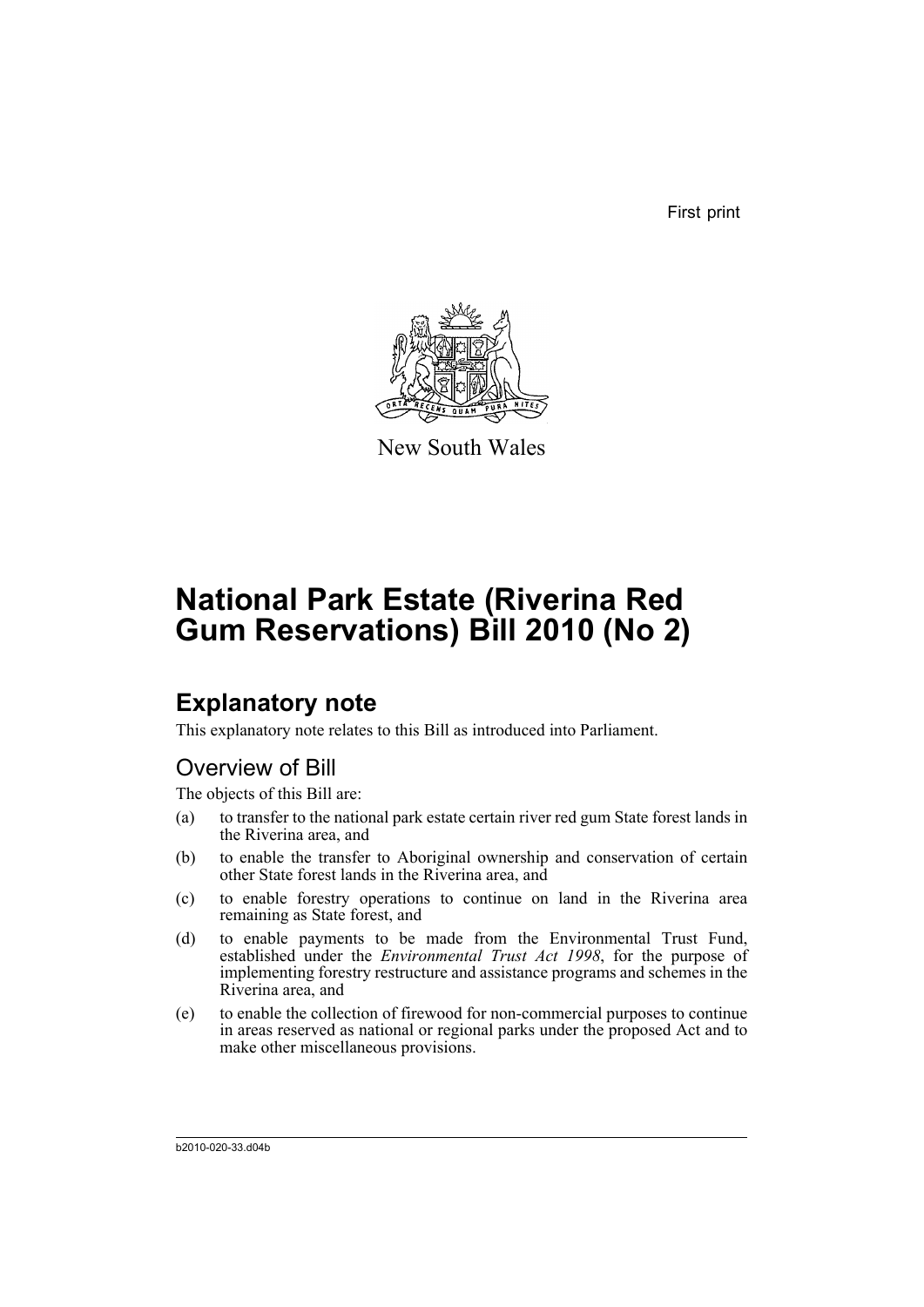First print

New South Wales

# National Park Estate (Riverina Red Gum Reservations) Bill 2010 (No 2)

## Explanatory note

This explanatory note relates to this Bill as introduced into Parliament.

### Overview of Bill

The objects of this Bill are:

(a) to transfer to the national park estate certain river red gum State forest lands in the Riverina area, and

(b) to enable the transfer to Aboriginal ownership and conservation of certain other State forest lands in the Riverina area, and

(c) to enable forestry operations to continue on land in the Riverina area remaining as State forest, and

(d) to enable payments to be made from the Environmental Trust Fund, established under the *Environmental Trust Act 1998*, for the purpose of implementing forestry restructure and assistance programs and schemes in the Riverina area, and

(e) to enable the collection of firewood for non-commercial purposes to continue in areas reserved as national or regional parks under the proposed Act and to make other miscellaneous provisions.

b2010-020-33.d04b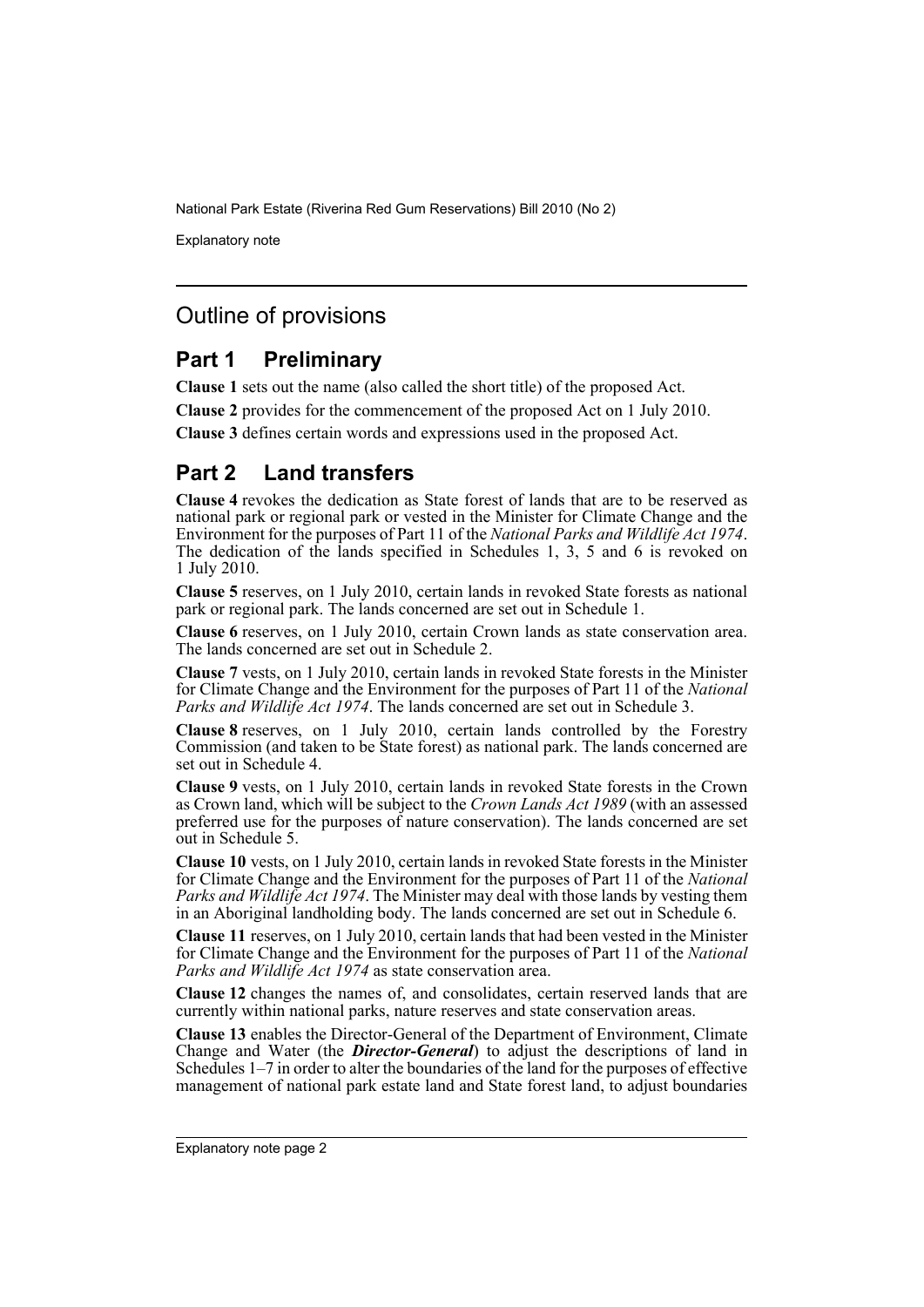# Outline of provisions

## Part 1 Preliminary

**Clause 1** sets out the name (also called the short title) of the proposed Act.

**Clause 2** provides for the commencement of the proposed Act on 1 July 2010.

**Clause 3** defines certain words and expressions used in the proposed Act.

## Part 2 Land transfers

**Clause 4** revokes the dedication as State forest of lands that are to be reserved as national park or regional park or vested in the Minister for Climate Change and the Environment for the purposes of Part 11 of the *National Parks and Wildlife Act 1974*. The dedication of the lands specified in Schedules 1, 3, 5 and 6 is revoked on 1 July 2010.

**Clause 5** reserves, on 1 July 2010, certain lands in revoked State forests as national park or regional park. The lands concerned are set out in Schedule 1.

**Clause 6** reserves, on 1 July 2010, certain Crown lands as state conservation area. The lands concerned are set out in Schedule 2.

**Clause 7** vests, on 1 July 2010, certain lands in revoked State forests in the Minister for Climate Change and the Environment for the purposes of Part 11 of the *National Parks and Wildlife Act 1974*. The lands concerned are set out in Schedule 3.

**Clause 8** reserves, on 1 July 2010, certain lands controlled by the Forestry Commission (and taken to be State forest) as national park. The lands concerned are set out in Schedule 4.

**Clause 9** vests, on 1 July 2010, certain lands in revoked State forests in the Crown as Crown land, which will be subject to the *Crown Lands Act 1989* (with an assessed preferred use for the purposes of nature conservation). The lands concerned are set out in Schedule 5.

**Clause 10** vests, on 1 July 2010, certain lands in revoked State forests in the Minister for Climate Change and the Environment for the purposes of Part 11 of the *National Parks and Wildlife Act 1974*. The Minister may deal with those lands by vesting them in an Aboriginal landholding body. The lands concerned are set out in Schedule 6.

**Clause 11** reserves, on 1 July 2010, certain lands that had been vested in the Minister for Climate Change and the Environment for the purposes of Part 11 of the *National Parks and Wildlife Act 1974* as state conservation area.

**Clause 12** changes the names of, and consolidates, certain reserved lands that are currently within national parks, nature reserves and state conservation areas.

**Clause 13** enables the Director-General of the Department of Environment, Climate Change and Water (the ***Director-General***) to adjust the descriptions of land in Schedules 1–7 in order to alter the boundaries of the land for the purposes of effective management of national park estate land and State forest land, to adjust boundaries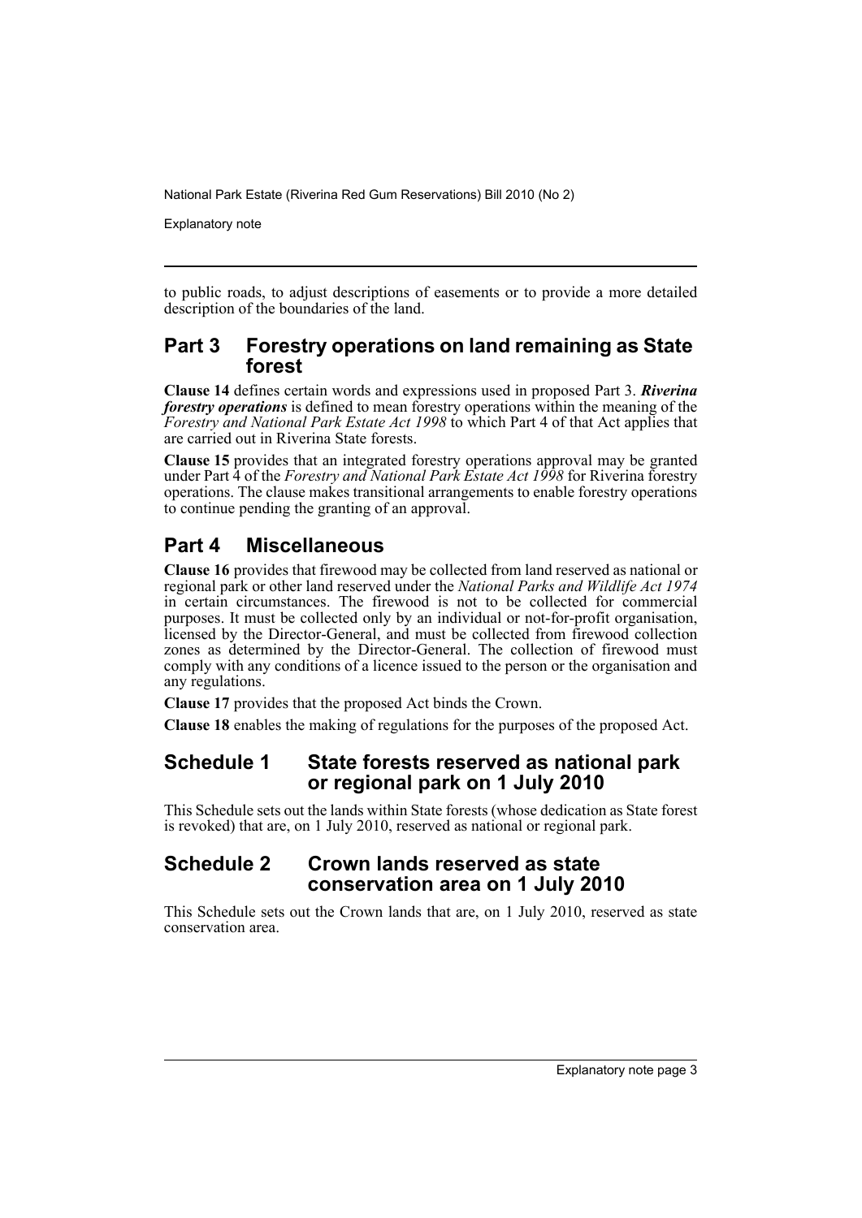to public roads, to adjust descriptions of easements or to provide a more detailed description of the boundaries of the land.

## Part 3 Forestry operations on land remaining as State forest

**Clause 14** defines certain words and expressions used in proposed Part 3. ***Riverina forestry operations*** is defined to mean forestry operations within the meaning of the *Forestry and National Park Estate Act 1998* to which Part 4 of that Act applies that are carried out in Riverina State forests.

**Clause 15** provides that an integrated forestry operations approval may be granted under Part 4 of the *Forestry and National Park Estate Act 1998* for Riverina forestry operations. The clause makes transitional arrangements to enable forestry operations to continue pending the granting of an approval.

## Part 4 Miscellaneous

**Clause 16** provides that firewood may be collected from land reserved as national or regional park or other land reserved under the *National Parks and Wildlife Act 1974* in certain circumstances. The firewood is not to be collected for commercial purposes. It must be collected only by an individual or not-for-profit organisation, licensed by the Director-General, and must be collected from firewood collection zones as determined by the Director-General. The collection of firewood must comply with any conditions of a licence issued to the person or the organisation and any regulations.

**Clause 17** provides that the proposed Act binds the Crown.

**Clause 18** enables the making of regulations for the purposes of the proposed Act.

## Schedule 1 State forests reserved as national park or regional park on 1 July 2010

This Schedule sets out the lands within State forests (whose dedication as State forest is revoked) that are, on 1 July 2010, reserved as national or regional park.

## Schedule 2 Crown lands reserved as state conservation area on 1 July 2010

This Schedule sets out the Crown lands that are, on 1 July 2010, reserved as state conservation area.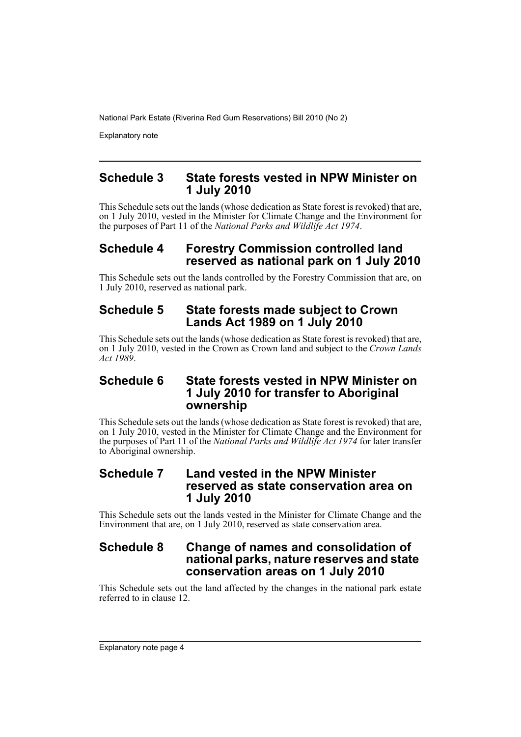## Schedule 3 State forests vested in NPW Minister on 1 July 2010

This Schedule sets out the lands (whose dedication as State forest is revoked) that are, on 1 July 2010, vested in the Minister for Climate Change and the Environment for the purposes of Part 11 of the *National Parks and Wildlife Act 1974*.

## Schedule 4 Forestry Commission controlled land reserved as national park on 1 July 2010

This Schedule sets out the lands controlled by the Forestry Commission that are, on 1 July 2010, reserved as national park.

## Schedule 5 State forests made subject to Crown Lands Act 1989 on 1 July 2010

This Schedule sets out the lands (whose dedication as State forest is revoked) that are, on 1 July 2010, vested in the Crown as Crown land and subject to the *Crown Lands Act 1989*.

## Schedule 6 State forests vested in NPW Minister on 1 July 2010 for transfer to Aboriginal ownership

This Schedule sets out the lands (whose dedication as State forest is revoked) that are, on 1 July 2010, vested in the Minister for Climate Change and the Environment for the purposes of Part 11 of the *National Parks and Wildlife Act 1974* for later transfer to Aboriginal ownership.

## Schedule 7 Land vested in the NPW Minister reserved as state conservation area on 1 July 2010

This Schedule sets out the lands vested in the Minister for Climate Change and the Environment that are, on 1 July 2010, reserved as state conservation area.

## Schedule 8 Change of names and consolidation of national parks, nature reserves and state conservation areas on 1 July 2010

This Schedule sets out the land affected by the changes in the national park estate referred to in clause 12.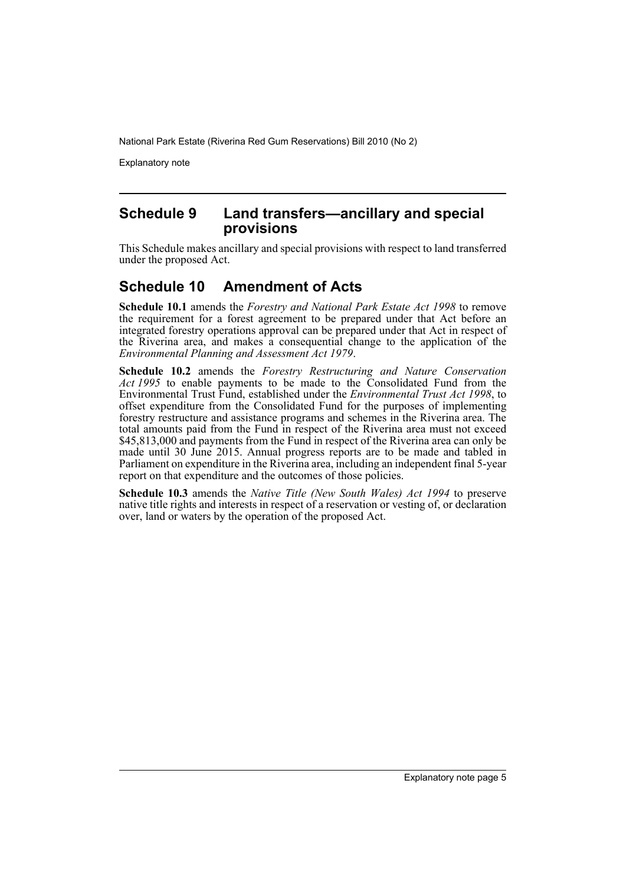## Schedule 9 Land transfers—ancillary and special provisions

This Schedule makes ancillary and special provisions with respect to land transferred under the proposed Act.

## Schedule 10 Amendment of Acts

**Schedule 10.1** amends the *Forestry and National Park Estate Act 1998* to remove the requirement for a forest agreement to be prepared under that Act before an integrated forestry operations approval can be prepared under that Act in respect of the Riverina area, and makes a consequential change to the application of the *Environmental Planning and Assessment Act 1979*.

**Schedule 10.2** amends the *Forestry Restructuring and Nature Conservation Act 1995* to enable payments to be made to the Consolidated Fund from the Environmental Trust Fund, established under the *Environmental Trust Act 1998*, to offset expenditure from the Consolidated Fund for the purposes of implementing forestry restructure and assistance programs and schemes in the Riverina area. The total amounts paid from the Fund in respect of the Riverina area must not exceed $45,813,000 and payments from the Fund in respect of the Riverina area can only be made until 30 June 2015. Annual progress reports are to be made and tabled in Parliament on expenditure in the Riverina area, including an independent final 5-year report on that expenditure and the outcomes of those policies.

**Schedule 10.3** amends the *Native Title (New South Wales) Act 1994* to preserve native title rights and interests in respect of a reservation or vesting of, or declaration over, land or waters by the operation of the proposed Act.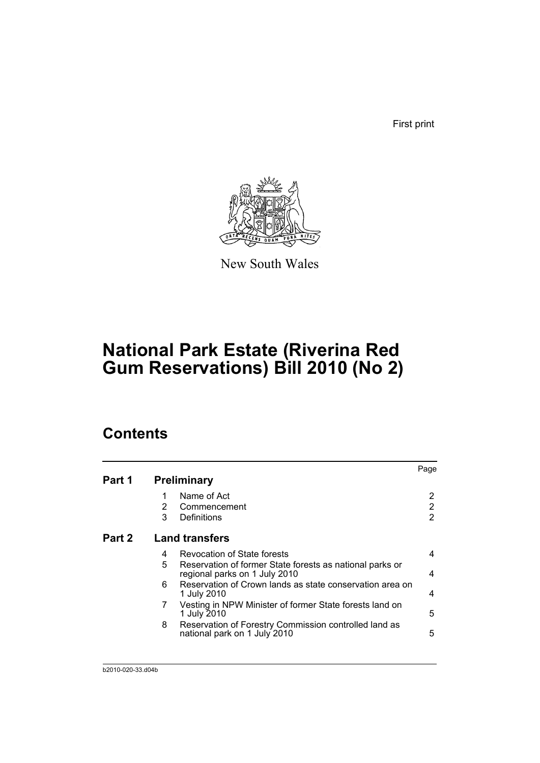First print

New South Wales

# National Park Estate (Riverina Red Gum Reservations) Bill 2010 (No 2)

## Contents

| | | | Page |
|---|---|---|---|
| **Part 1** | **Preliminary** | | |
| | 1 | Name of Act | 2 |
| | 2 | Commencement | 2 |
| | 3 | Definitions | 2 |
| **Part 2** | **Land transfers** | | |
| | 4 | Revocation of State forests | 4 |
| | 5 | Reservation of former State forests as national parks or regional parks on 1 July 2010 | 4 |
| | 6 | Reservation of Crown lands as state conservation area on 1 July 2010 | 4 |
| | 7 | Vesting in NPW Minister of former State forests land on 1 July 2010 | 5 |
| | 8 | Reservation of Forestry Commission controlled land as national park on 1 July 2010 | 5 |

b2010-020-33.d04b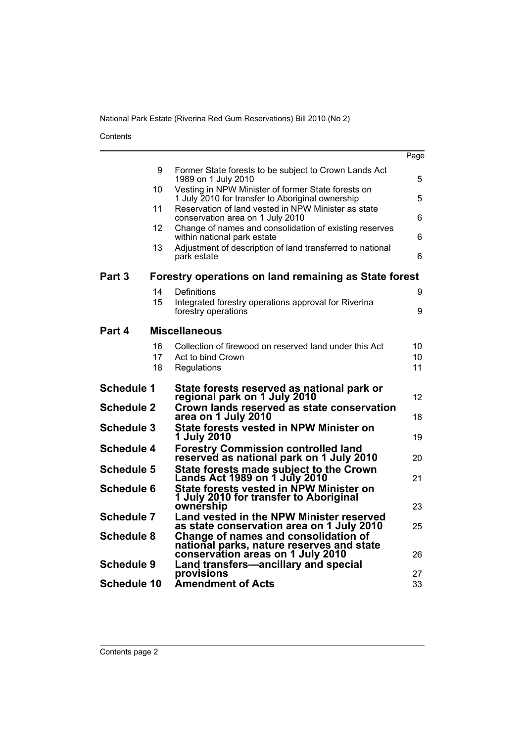| | | | Page |
|---|---|---|---|
| | 9 | Former State forests to be subject to Crown Lands Act 1989 on 1 July 2010 | 5 |
| | 10 | Vesting in NPW Minister of former State forests on 1 July 2010 for transfer to Aboriginal ownership | 5 |
| | 11 | Reservation of land vested in NPW Minister as state conservation area on 1 July 2010 | 6 |
| | 12 | Change of names and consolidation of existing reserves within national park estate | 6 |
| | 13 | Adjustment of description of land transferred to national park estate | 6 |
| **Part 3** | | **Forestry operations on land remaining as State forest** | |
| | 14 | Definitions | 9 |
| | 15 | Integrated forestry operations approval for Riverina forestry operations | 9 |
| **Part 4** | | **Miscellaneous** | |
| | 16 | Collection of firewood on reserved land under this Act | 10 |
| | 17 | Act to bind Crown | 10 |
| | 18 | Regulations | 11 |
| **Schedule 1** | | **State forests reserved as national park or regional park on 1 July 2010** | 12 |
| **Schedule 2** | | **Crown lands reserved as state conservation area on 1 July 2010** | 18 |
| **Schedule 3** | | **State forests vested in NPW Minister on 1 July 2010** | 19 |
| **Schedule 4** | | **Forestry Commission controlled land reserved as national park on 1 July 2010** | 20 |
| **Schedule 5** | | **State forests made subject to the Crown Lands Act 1989 on 1 July 2010** | 21 |
| **Schedule 6** | | **State forests vested in NPW Minister on 1 July 2010 for transfer to Aboriginal ownership** | 23 |
| **Schedule 7** | | **Land vested in the NPW Minister reserved as state conservation area on 1 July 2010** | 25 |
| **Schedule 8** | | **Change of names and consolidation of national parks, nature reserves and state conservation areas on 1 July 2010** | 26 |
| **Schedule 9** | | **Land transfers—ancillary and special provisions** | 27 |
| **Schedule 10** | | **Amendment of Acts** | 33 |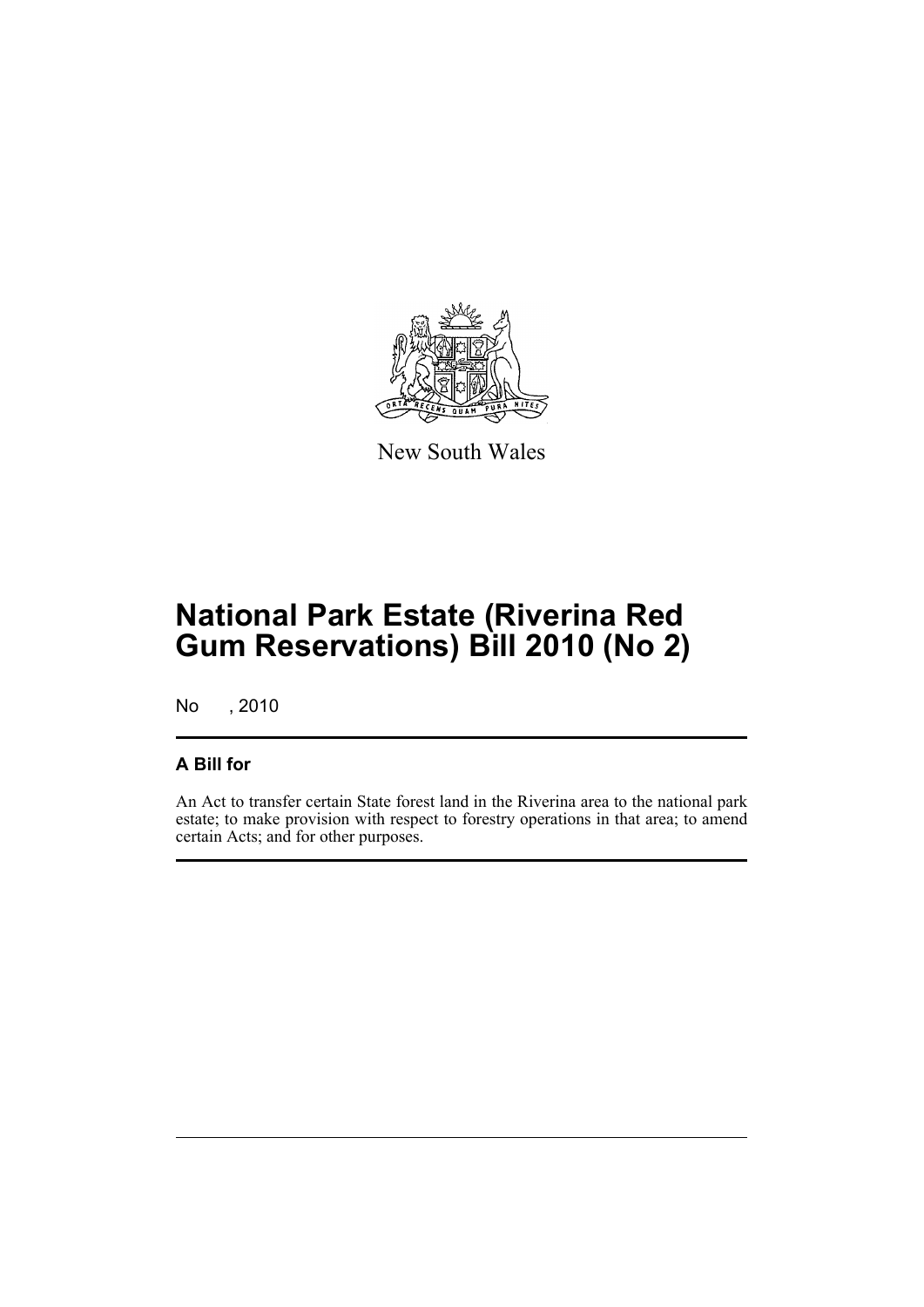New South Wales

# National Park Estate (Riverina Red Gum Reservations) Bill 2010 (No 2)

No , 2010

## A Bill for

An Act to transfer certain State forest land in the Riverina area to the national park estate; to make provision with respect to forestry operations in that area; to amend certain Acts; and for other purposes.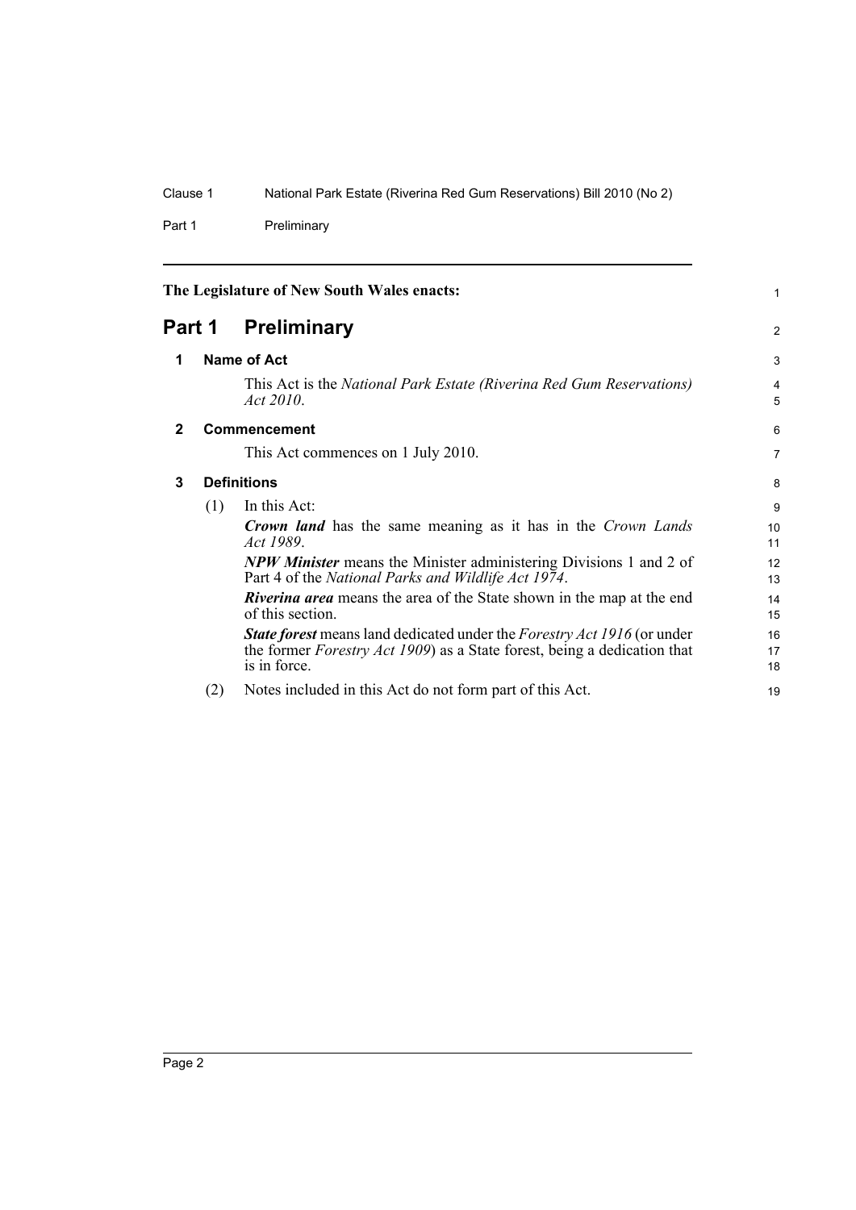The Legislature of New South Wales enacts:

# Part 1 Preliminary

## 1 Name of Act

This Act is the *National Park Estate (Riverina Red Gum Reservations) Act 2010*.

## 2 Commencement

This Act commences on 1 July 2010.

## 3 Definitions

(1) In this Act:

***Crown land*** has the same meaning as it has in the *Crown Lands Act 1989*.

***NPW Minister*** means the Minister administering Divisions 1 and 2 of Part 4 of the *National Parks and Wildlife Act 1974*.

***Riverina area*** means the area of the State shown in the map at the end of this section.

***State forest*** means land dedicated under the *Forestry Act 1916* (or under the former *Forestry Act 1909*) as a State forest, being a dedication that is in force.

(2) Notes included in this Act do not form part of this Act.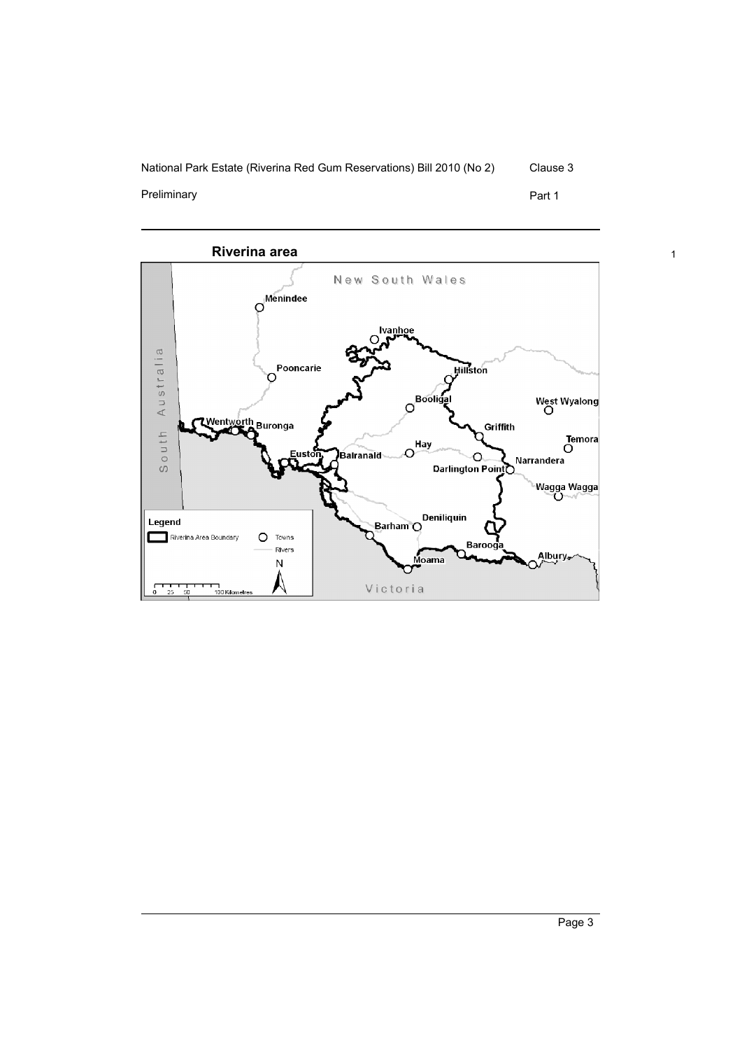**Riverina area**

New South Wales

South Australia

Victoria

Menindee
Ivanhoe
Pooncarie
Hillston
Booligal
West Wyalong
Wentworth
Buronga
Griffith
Temora
Euston
Balranald
Hay
Narrandera
Darlington Point
Wagga Wagga
Deniliquin
Barham
Barooga
Moama
Albury

Legend
Riverina Area Boundary
Towns
Rivers
N
0 25 50 100 Kilometres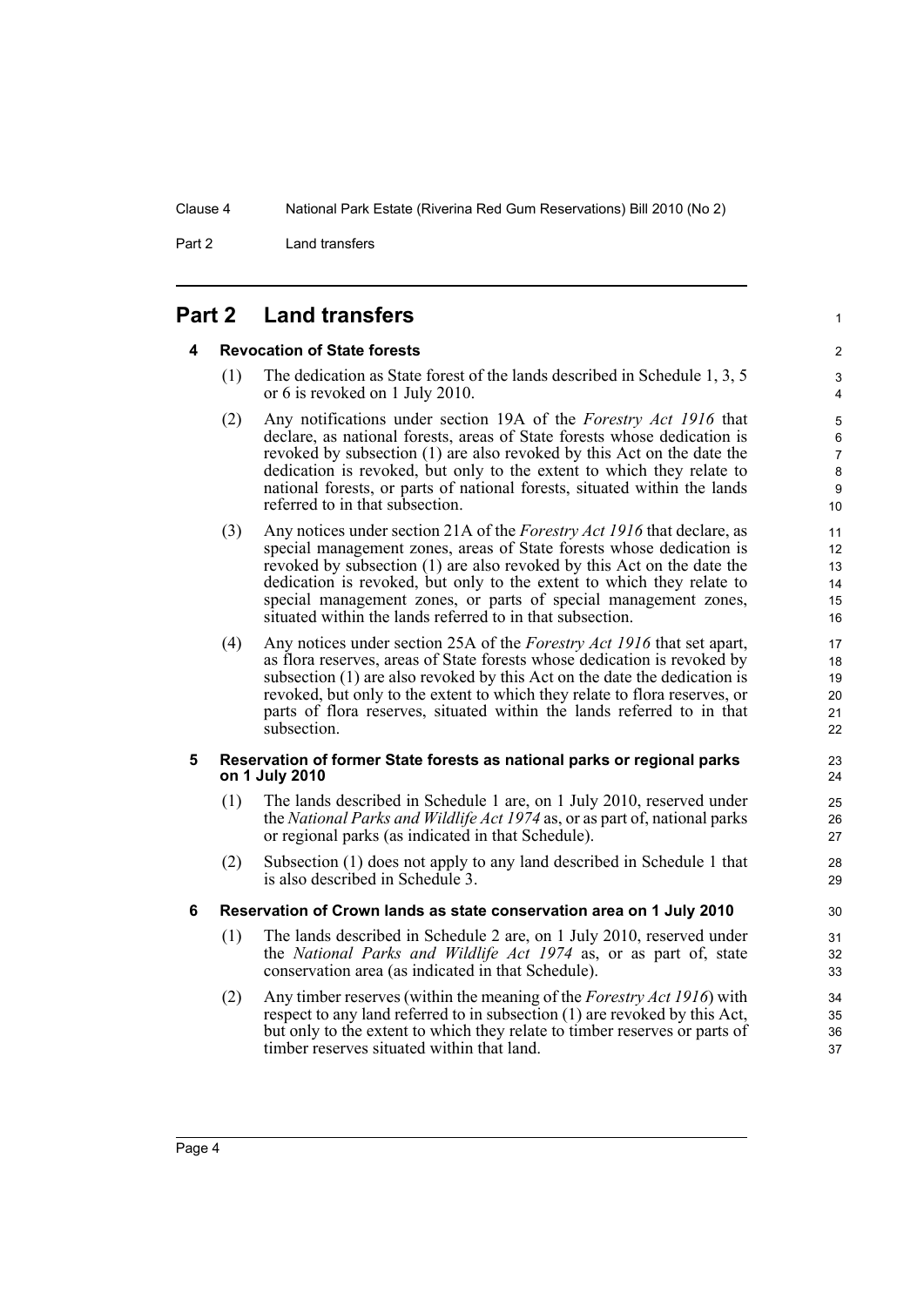## Part 2 Land transfers

### 4 Revocation of State forests

(1) The dedication as State forest of the lands described in Schedule 1, 3, 5 or 6 is revoked on 1 July 2010.

(2) Any notifications under section 19A of the *Forestry Act 1916* that declare, as national forests, areas of State forests whose dedication is revoked by subsection (1) are also revoked by this Act on the date the dedication is revoked, but only to the extent to which they relate to national forests, or parts of national forests, situated within the lands referred to in that subsection.

(3) Any notices under section 21A of the *Forestry Act 1916* that declare, as special management zones, areas of State forests whose dedication is revoked by subsection (1) are also revoked by this Act on the date the dedication is revoked, but only to the extent to which they relate to special management zones, or parts of special management zones, situated within the lands referred to in that subsection.

(4) Any notices under section 25A of the *Forestry Act 1916* that set apart, as flora reserves, areas of State forests whose dedication is revoked by subsection (1) are also revoked by this Act on the date the dedication is revoked, but only to the extent to which they relate to flora reserves, or parts of flora reserves, situated within the lands referred to in that subsection.

### 5 Reservation of former State forests as national parks or regional parks on 1 July 2010

(1) The lands described in Schedule 1 are, on 1 July 2010, reserved under the *National Parks and Wildlife Act 1974* as, or as part of, national parks or regional parks (as indicated in that Schedule).

(2) Subsection (1) does not apply to any land described in Schedule 1 that is also described in Schedule 3.

### 6 Reservation of Crown lands as state conservation area on 1 July 2010

(1) The lands described in Schedule 2 are, on 1 July 2010, reserved under the *National Parks and Wildlife Act 1974* as, or as part of, state conservation area (as indicated in that Schedule).

(2) Any timber reserves (within the meaning of the *Forestry Act 1916*) with respect to any land referred to in subsection (1) are revoked by this Act, but only to the extent to which they relate to timber reserves or parts of timber reserves situated within that land.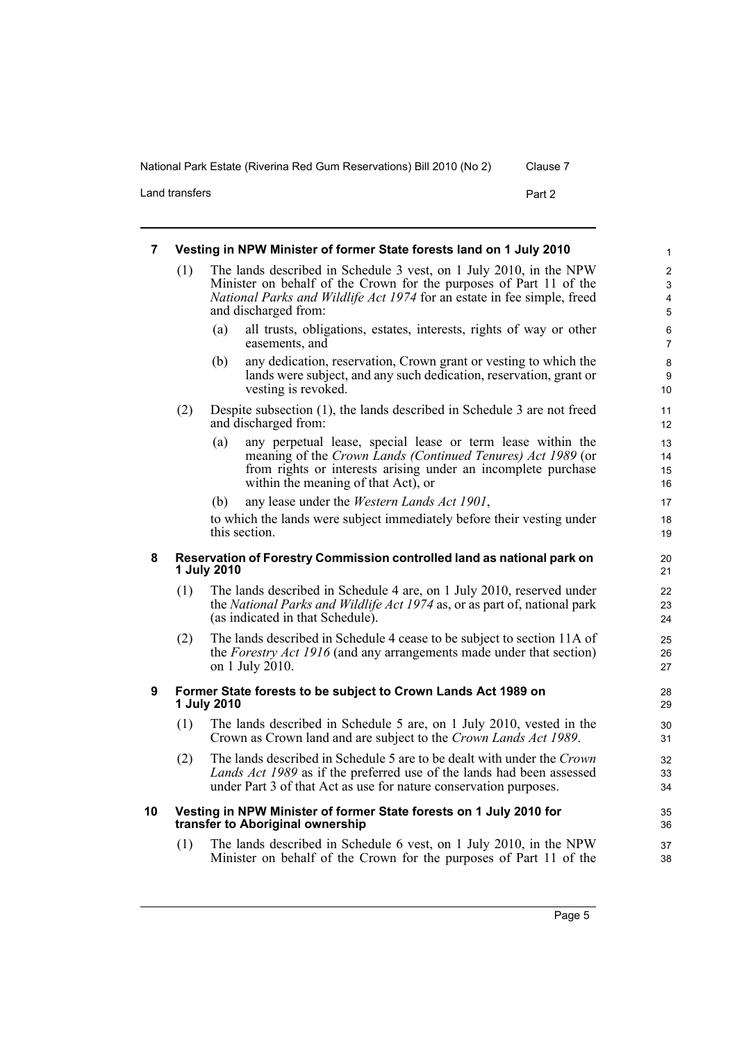**7 Vesting in NPW Minister of former State forests land on 1 July 2010**

(1) The lands described in Schedule 3 vest, on 1 July 2010, in the NPW Minister on behalf of the Crown for the purposes of Part 11 of the *National Parks and Wildlife Act 1974* for an estate in fee simple, freed and discharged from:

(a) all trusts, obligations, estates, interests, rights of way or other easements, and

(b) any dedication, reservation, Crown grant or vesting to which the lands were subject, and any such dedication, reservation, grant or vesting is revoked.

(2) Despite subsection (1), the lands described in Schedule 3 are not freed and discharged from:

(a) any perpetual lease, special lease or term lease within the meaning of the *Crown Lands (Continued Tenures) Act 1989* (or from rights or interests arising under an incomplete purchase within the meaning of that Act), or

(b) any lease under the *Western Lands Act 1901*,

to which the lands were subject immediately before their vesting under this section.

**8 Reservation of Forestry Commission controlled land as national park on 1 July 2010**

(1) The lands described in Schedule 4 are, on 1 July 2010, reserved under the *National Parks and Wildlife Act 1974* as, or as part of, national park (as indicated in that Schedule).

(2) The lands described in Schedule 4 cease to be subject to section 11A of the *Forestry Act 1916* (and any arrangements made under that section) on 1 July 2010.

**9 Former State forests to be subject to Crown Lands Act 1989 on 1 July 2010**

(1) The lands described in Schedule 5 are, on 1 July 2010, vested in the Crown as Crown land and are subject to the *Crown Lands Act 1989*.

(2) The lands described in Schedule 5 are to be dealt with under the *Crown Lands Act 1989* as if the preferred use of the lands had been assessed under Part 3 of that Act as use for nature conservation purposes.

**10 Vesting in NPW Minister of former State forests on 1 July 2010 for transfer to Aboriginal ownership**

(1) The lands described in Schedule 6 vest, on 1 July 2010, in the NPW Minister on behalf of the Crown for the purposes of Part 11 of the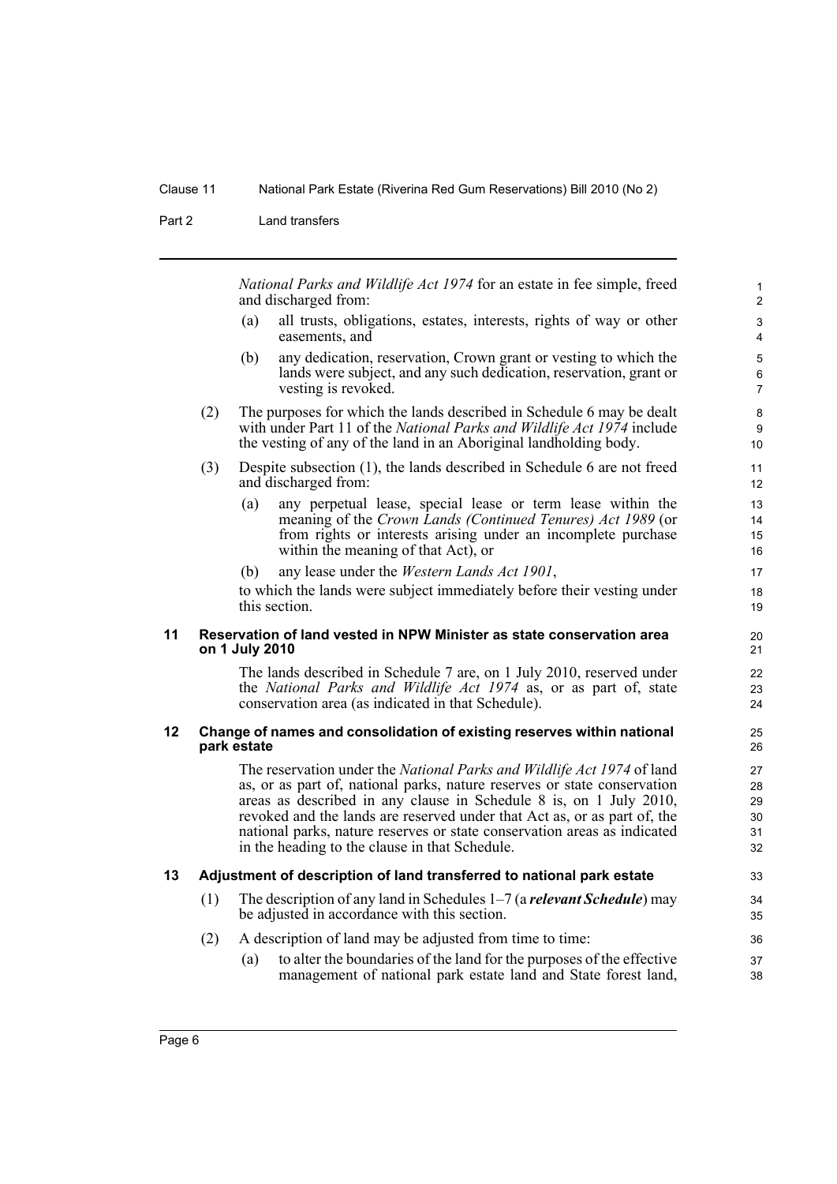*National Parks and Wildlife Act 1974* for an estate in fee simple, freed and discharged from:

(a) all trusts, obligations, estates, interests, rights of way or other easements, and

(b) any dedication, reservation, Crown grant or vesting to which the lands were subject, and any such dedication, reservation, grant or vesting is revoked.

(2) The purposes for which the lands described in Schedule 6 may be dealt with under Part 11 of the *National Parks and Wildlife Act 1974* include the vesting of any of the land in an Aboriginal landholding body.

(3) Despite subsection (1), the lands described in Schedule 6 are not freed and discharged from:

(a) any perpetual lease, special lease or term lease within the meaning of the *Crown Lands (Continued Tenures) Act 1989* (or from rights or interests arising under an incomplete purchase within the meaning of that Act), or

(b) any lease under the *Western Lands Act 1901*,

to which the lands were subject immediately before their vesting under this section.

### 11 Reservation of land vested in NPW Minister as state conservation area on 1 July 2010

The lands described in Schedule 7 are, on 1 July 2010, reserved under the *National Parks and Wildlife Act 1974* as, or as part of, state conservation area (as indicated in that Schedule).

### 12 Change of names and consolidation of existing reserves within national park estate

The reservation under the *National Parks and Wildlife Act 1974* of land as, or as part of, national parks, nature reserves or state conservation areas as described in any clause in Schedule 8 is, on 1 July 2010, revoked and the lands are reserved under that Act as, or as part of, the national parks, nature reserves or state conservation areas as indicated in the heading to the clause in that Schedule.

### 13 Adjustment of description of land transferred to national park estate

(1) The description of any land in Schedules 1–7 (a ***relevant Schedule***) may be adjusted in accordance with this section.

(2) A description of land may be adjusted from time to time:

(a) to alter the boundaries of the land for the purposes of the effective management of national park estate land and State forest land,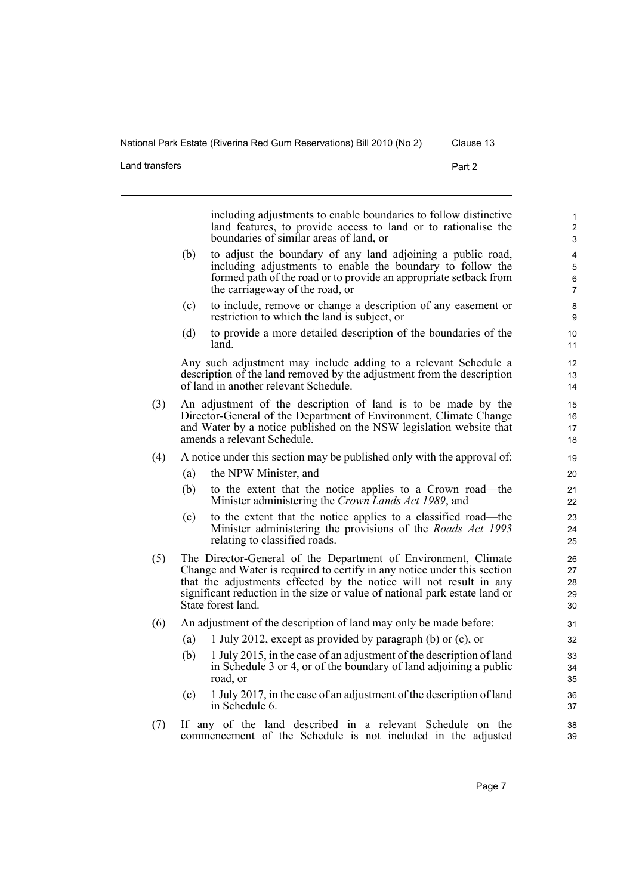including adjustments to enable boundaries to follow distinctive land features, to provide access to land or to rationalise the boundaries of similar areas of land, or

(b) to adjust the boundary of any land adjoining a public road, including adjustments to enable the boundary to follow the formed path of the road or to provide an appropriate setback from the carriageway of the road, or

(c) to include, remove or change a description of any easement or restriction to which the land is subject, or

(d) to provide a more detailed description of the boundaries of the land.

Any such adjustment may include adding to a relevant Schedule a description of the land removed by the adjustment from the description of land in another relevant Schedule.

(3) An adjustment of the description of land is to be made by the Director-General of the Department of Environment, Climate Change and Water by a notice published on the NSW legislation website that amends a relevant Schedule.

(4) A notice under this section may be published only with the approval of:

(a) the NPW Minister, and

(b) to the extent that the notice applies to a Crown road—the Minister administering the *Crown Lands Act 1989*, and

(c) to the extent that the notice applies to a classified road—the Minister administering the provisions of the *Roads Act 1993* relating to classified roads.

(5) The Director-General of the Department of Environment, Climate Change and Water is required to certify in any notice under this section that the adjustments effected by the notice will not result in any significant reduction in the size or value of national park estate land or State forest land.

(6) An adjustment of the description of land may only be made before:

(a) 1 July 2012, except as provided by paragraph (b) or (c), or

(b) 1 July 2015, in the case of an adjustment of the description of land in Schedule 3 or 4, or of the boundary of land adjoining a public road, or

(c) 1 July 2017, in the case of an adjustment of the description of land in Schedule 6.

(7) If any of the land described in a relevant Schedule on the commencement of the Schedule is not included in the adjusted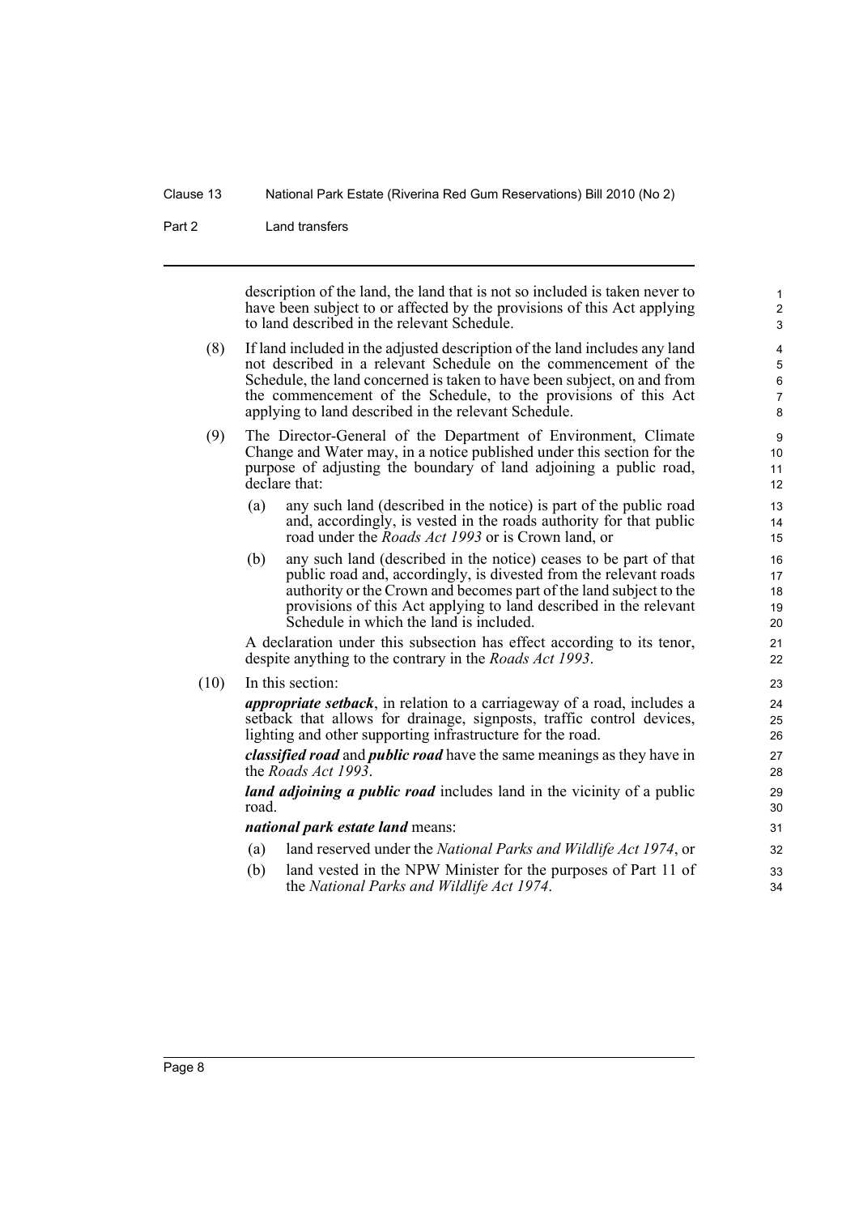description of the land, the land that is not so included is taken never to have been subject to or affected by the provisions of this Act applying to land described in the relevant Schedule.

(8) If land included in the adjusted description of the land includes any land not described in a relevant Schedule on the commencement of the Schedule, the land concerned is taken to have been subject, on and from the commencement of the Schedule, to the provisions of this Act applying to land described in the relevant Schedule.

(9) The Director-General of the Department of Environment, Climate Change and Water may, in a notice published under this section for the purpose of adjusting the boundary of land adjoining a public road, declare that:

- (a) any such land (described in the notice) is part of the public road and, accordingly, is vested in the roads authority for that public road under the *Roads Act 1993* or is Crown land, or
- (b) any such land (described in the notice) ceases to be part of that public road and, accordingly, is divested from the relevant roads authority or the Crown and becomes part of the land subject to the provisions of this Act applying to land described in the relevant Schedule in which the land is included.

A declaration under this subsection has effect according to its tenor, despite anything to the contrary in the *Roads Act 1993*.

(10) In this section:

***appropriate setback***, in relation to a carriageway of a road, includes a setback that allows for drainage, signposts, traffic control devices, lighting and other supporting infrastructure for the road.

***classified road*** and ***public road*** have the same meanings as they have in the *Roads Act 1993*.

***land adjoining a public road*** includes land in the vicinity of a public road.

***national park estate land*** means:

- (a) land reserved under the *National Parks and Wildlife Act 1974*, or
- (b) land vested in the NPW Minister for the purposes of Part 11 of the *National Parks and Wildlife Act 1974*.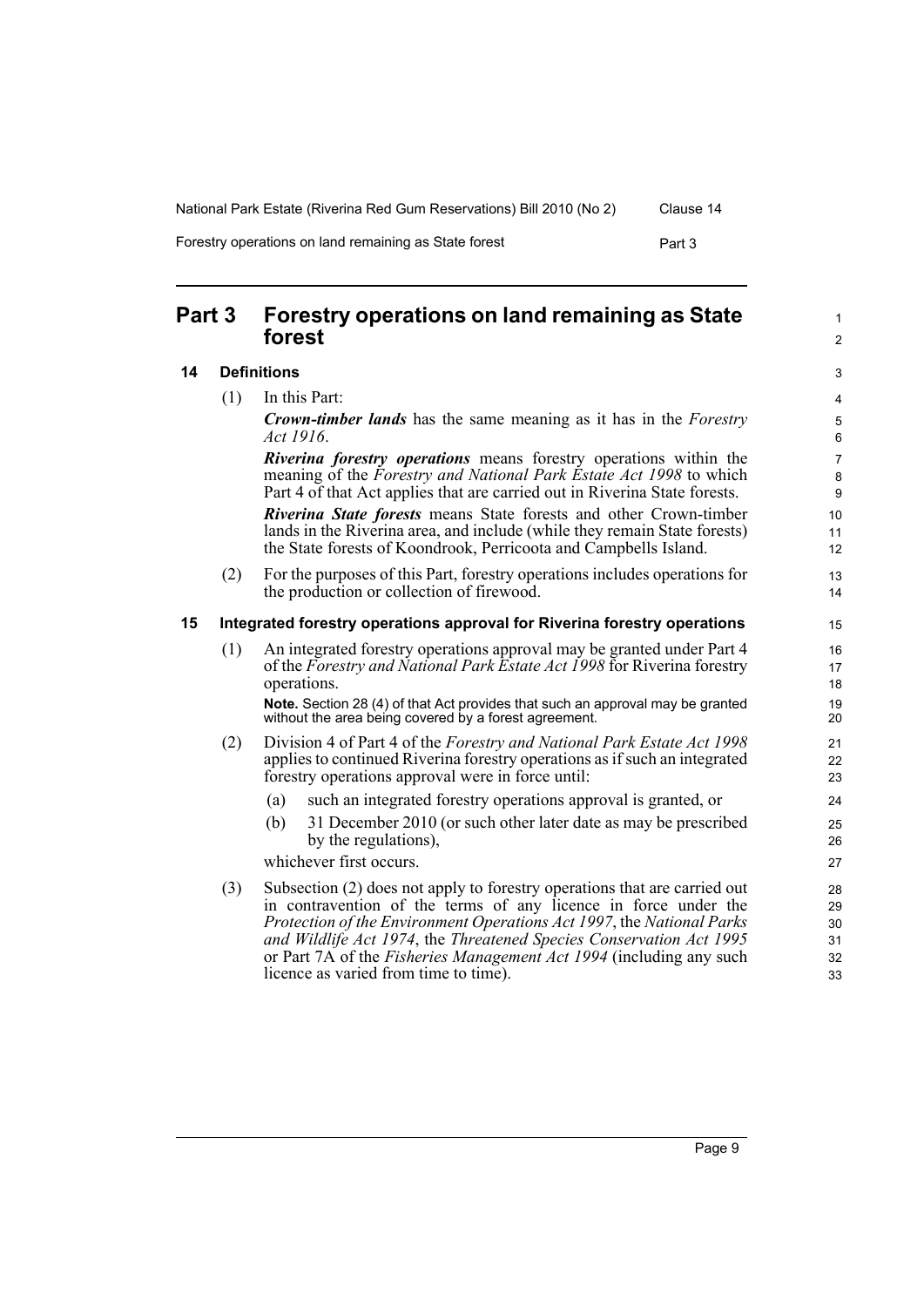# Part 3 Forestry operations on land remaining as State forest

## 14 Definitions

(1) In this Part:

***Crown-timber lands*** has the same meaning as it has in the *Forestry Act 1916*.

***Riverina forestry operations*** means forestry operations within the meaning of the *Forestry and National Park Estate Act 1998* to which Part 4 of that Act applies that are carried out in Riverina State forests.

***Riverina State forests*** means State forests and other Crown-timber lands in the Riverina area, and include (while they remain State forests) the State forests of Koondrook, Perricoota and Campbells Island.

(2) For the purposes of this Part, forestry operations includes operations for the production or collection of firewood.

## 15 Integrated forestry operations approval for Riverina forestry operations

(1) An integrated forestry operations approval may be granted under Part 4 of the *Forestry and National Park Estate Act 1998* for Riverina forestry operations.

**Note.** Section 28 (4) of that Act provides that such an approval may be granted without the area being covered by a forest agreement.

(2) Division 4 of Part 4 of the *Forestry and National Park Estate Act 1998* applies to continued Riverina forestry operations as if such an integrated forestry operations approval were in force until:

(a) such an integrated forestry operations approval is granted, or

(b) 31 December 2010 (or such other later date as may be prescribed by the regulations),

whichever first occurs.

(3) Subsection (2) does not apply to forestry operations that are carried out in contravention of the terms of any licence in force under the *Protection of the Environment Operations Act 1997*, the *National Parks and Wildlife Act 1974*, the *Threatened Species Conservation Act 1995* or Part 7A of the *Fisheries Management Act 1994* (including any such licence as varied from time to time).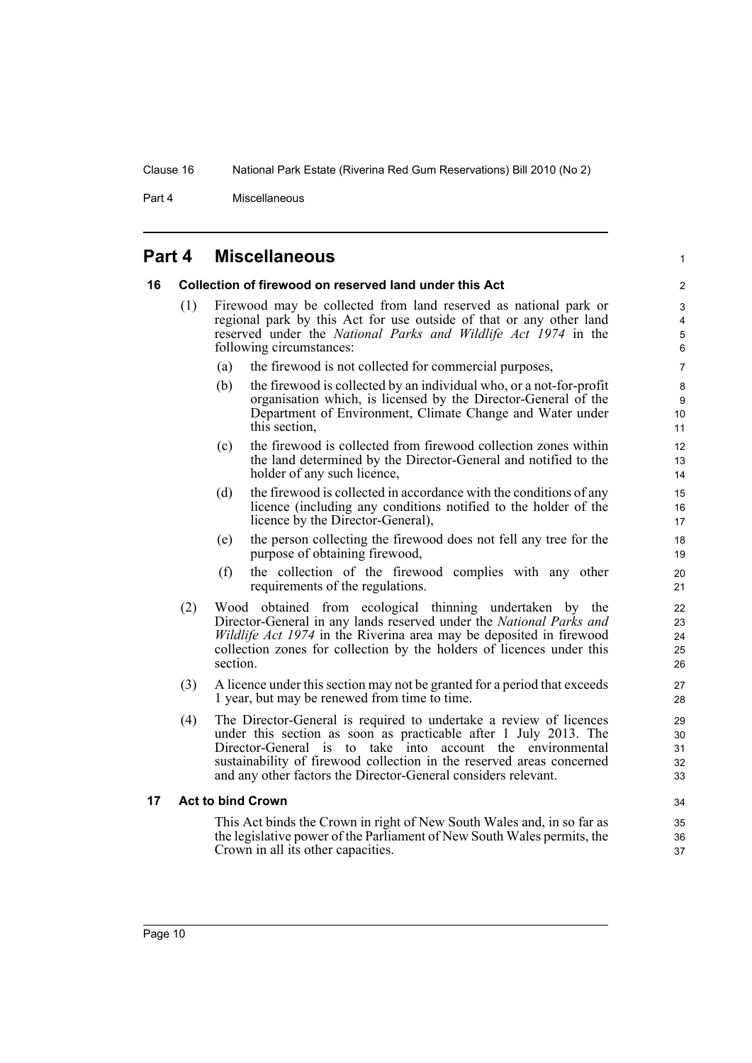# Part 4 Miscellaneous

### 16 Collection of firewood on reserved land under this Act

(1) Firewood may be collected from land reserved as national park or regional park by this Act for use outside of that or any other land reserved under the *National Parks and Wildlife Act 1974* in the following circumstances:

(a) the firewood is not collected for commercial purposes,

(b) the firewood is collected by an individual who, or a not-for-profit organisation which, is licensed by the Director-General of the Department of Environment, Climate Change and Water under this section,

(c) the firewood is collected from firewood collection zones within the land determined by the Director-General and notified to the holder of any such licence,

(d) the firewood is collected in accordance with the conditions of any licence (including any conditions notified to the holder of the licence by the Director-General),

(e) the person collecting the firewood does not fell any tree for the purpose of obtaining firewood,

(f) the collection of the firewood complies with any other requirements of the regulations.

(2) Wood obtained from ecological thinning undertaken by the Director-General in any lands reserved under the *National Parks and Wildlife Act 1974* in the Riverina area may be deposited in firewood collection zones for collection by the holders of licences under this section.

(3) A licence under this section may not be granted for a period that exceeds 1 year, but may be renewed from time to time.

(4) The Director-General is required to undertake a review of licences under this section as soon as practicable after 1 July 2013. The Director-General is to take into account the environmental sustainability of firewood collection in the reserved areas concerned and any other factors the Director-General considers relevant.

### 17 Act to bind Crown

This Act binds the Crown in right of New South Wales and, in so far as the legislative power of the Parliament of New South Wales permits, the Crown in all its other capacities.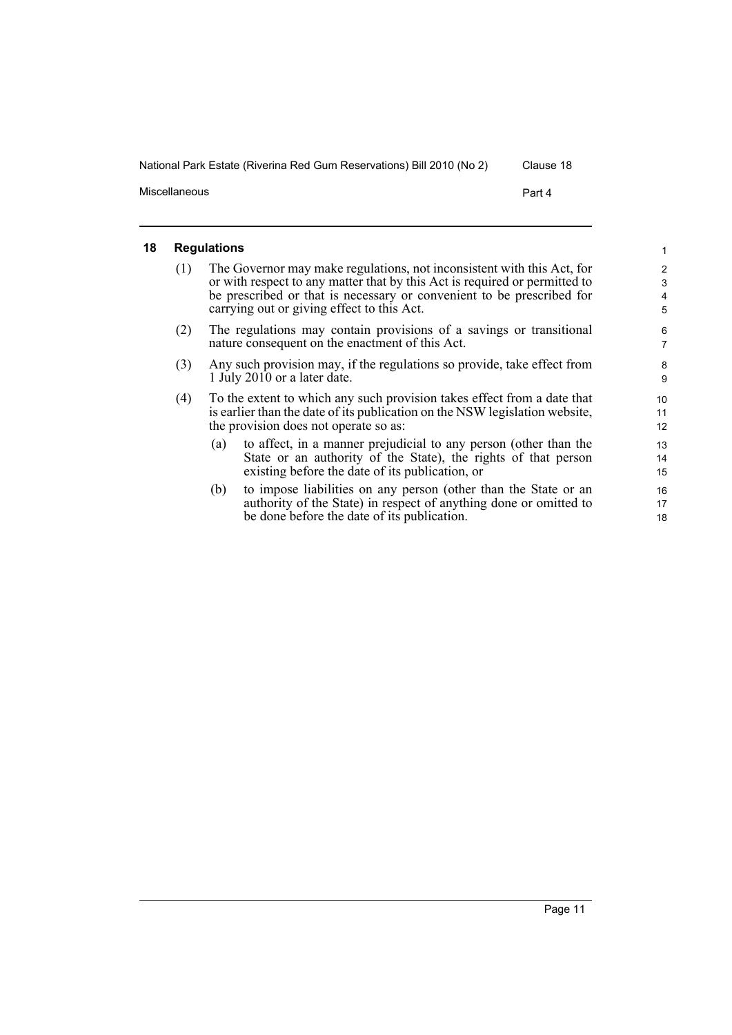## 18 Regulations

(1) The Governor may make regulations, not inconsistent with this Act, for or with respect to any matter that by this Act is required or permitted to be prescribed or that is necessary or convenient to be prescribed for carrying out or giving effect to this Act.

(2) The regulations may contain provisions of a savings or transitional nature consequent on the enactment of this Act.

(3) Any such provision may, if the regulations so provide, take effect from 1 July 2010 or a later date.

(4) To the extent to which any such provision takes effect from a date that is earlier than the date of its publication on the NSW legislation website, the provision does not operate so as:

- (a) to affect, in a manner prejudicial to any person (other than the State or an authority of the State), the rights of that person existing before the date of its publication, or
- (b) to impose liabilities on any person (other than the State or an authority of the State) in respect of anything done or omitted to be done before the date of its publication.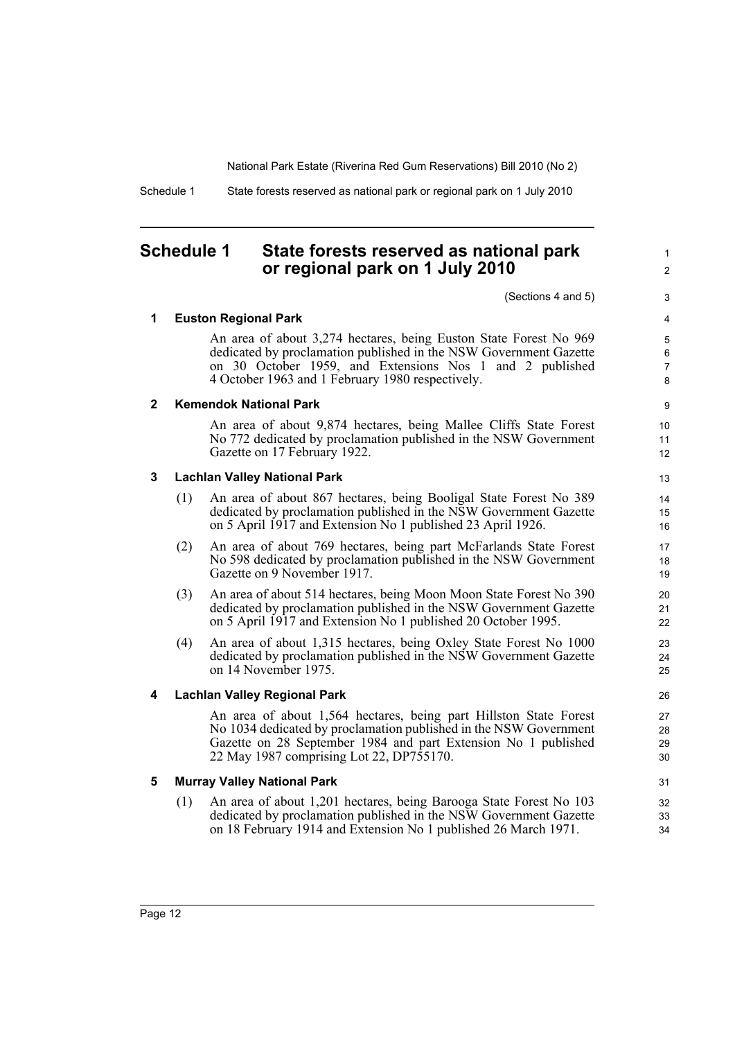## Schedule 1 State forests reserved as national park or regional park on 1 July 2010

(Sections 4 and 5)

### 1 Euston Regional Park

An area of about 3,274 hectares, being Euston State Forest No 969 dedicated by proclamation published in the NSW Government Gazette on 30 October 1959, and Extensions Nos 1 and 2 published 4 October 1963 and 1 February 1980 respectively.

### 2 Kemendok National Park

An area of about 9,874 hectares, being Mallee Cliffs State Forest No 772 dedicated by proclamation published in the NSW Government Gazette on 17 February 1922.

### 3 Lachlan Valley National Park

(1) An area of about 867 hectares, being Booligal State Forest No 389 dedicated by proclamation published in the NSW Government Gazette on 5 April 1917 and Extension No 1 published 23 April 1926.

(2) An area of about 769 hectares, being part McFarlands State Forest No 598 dedicated by proclamation published in the NSW Government Gazette on 9 November 1917.

(3) An area of about 514 hectares, being Moon Moon State Forest No 390 dedicated by proclamation published in the NSW Government Gazette on 5 April 1917 and Extension No 1 published 20 October 1995.

(4) An area of about 1,315 hectares, being Oxley State Forest No 1000 dedicated by proclamation published in the NSW Government Gazette on 14 November 1975.

### 4 Lachlan Valley Regional Park

An area of about 1,564 hectares, being part Hillston State Forest No 1034 dedicated by proclamation published in the NSW Government Gazette on 28 September 1984 and part Extension No 1 published 22 May 1987 comprising Lot 22, DP755170.

### 5 Murray Valley National Park

(1) An area of about 1,201 hectares, being Barooga State Forest No 103 dedicated by proclamation published in the NSW Government Gazette on 18 February 1914 and Extension No 1 published 26 March 1971.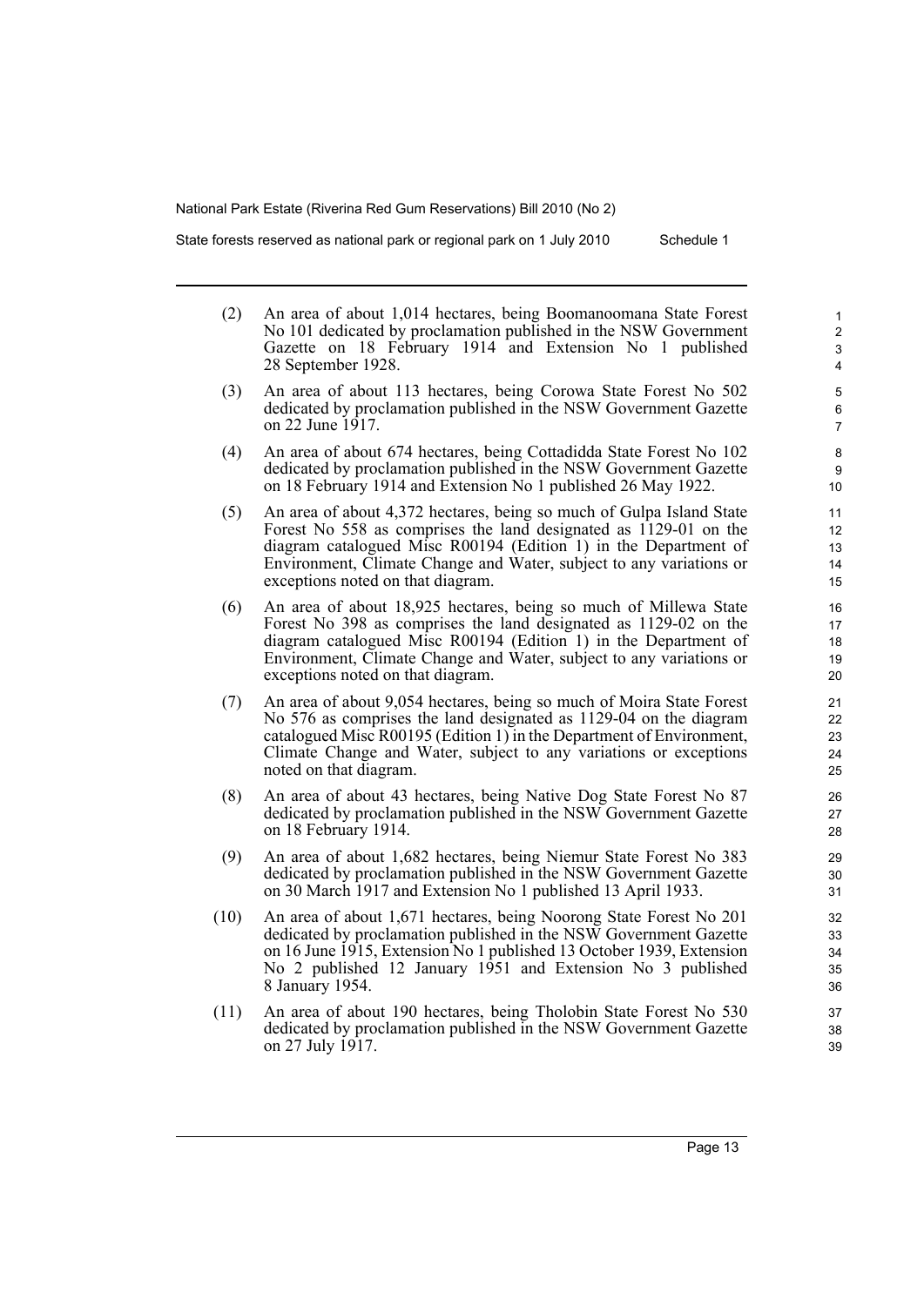(2) An area of about 1,014 hectares, being Boomanoomana State Forest No 101 dedicated by proclamation published in the NSW Government Gazette on 18 February 1914 and Extension No 1 published 28 September 1928.

(3) An area of about 113 hectares, being Corowa State Forest No 502 dedicated by proclamation published in the NSW Government Gazette on 22 June 1917.

(4) An area of about 674 hectares, being Cottadidda State Forest No 102 dedicated by proclamation published in the NSW Government Gazette on 18 February 1914 and Extension No 1 published 26 May 1922.

(5) An area of about 4,372 hectares, being so much of Gulpa Island State Forest No 558 as comprises the land designated as 1129-01 on the diagram catalogued Misc R00194 (Edition 1) in the Department of Environment, Climate Change and Water, subject to any variations or exceptions noted on that diagram.

(6) An area of about 18,925 hectares, being so much of Millewa State Forest No 398 as comprises the land designated as 1129-02 on the diagram catalogued Misc R00194 (Edition 1) in the Department of Environment, Climate Change and Water, subject to any variations or exceptions noted on that diagram.

(7) An area of about 9,054 hectares, being so much of Moira State Forest No 576 as comprises the land designated as 1129-04 on the diagram catalogued Misc R00195 (Edition 1) in the Department of Environment, Climate Change and Water, subject to any variations or exceptions noted on that diagram.

(8) An area of about 43 hectares, being Native Dog State Forest No 87 dedicated by proclamation published in the NSW Government Gazette on 18 February 1914.

(9) An area of about 1,682 hectares, being Niemur State Forest No 383 dedicated by proclamation published in the NSW Government Gazette on 30 March 1917 and Extension No 1 published 13 April 1933.

(10) An area of about 1,671 hectares, being Noorong State Forest No 201 dedicated by proclamation published in the NSW Government Gazette on 16 June 1915, Extension No 1 published 13 October 1939, Extension No 2 published 12 January 1951 and Extension No 3 published 8 January 1954.

(11) An area of about 190 hectares, being Tholobin State Forest No 530 dedicated by proclamation published in the NSW Government Gazette on 27 July 1917.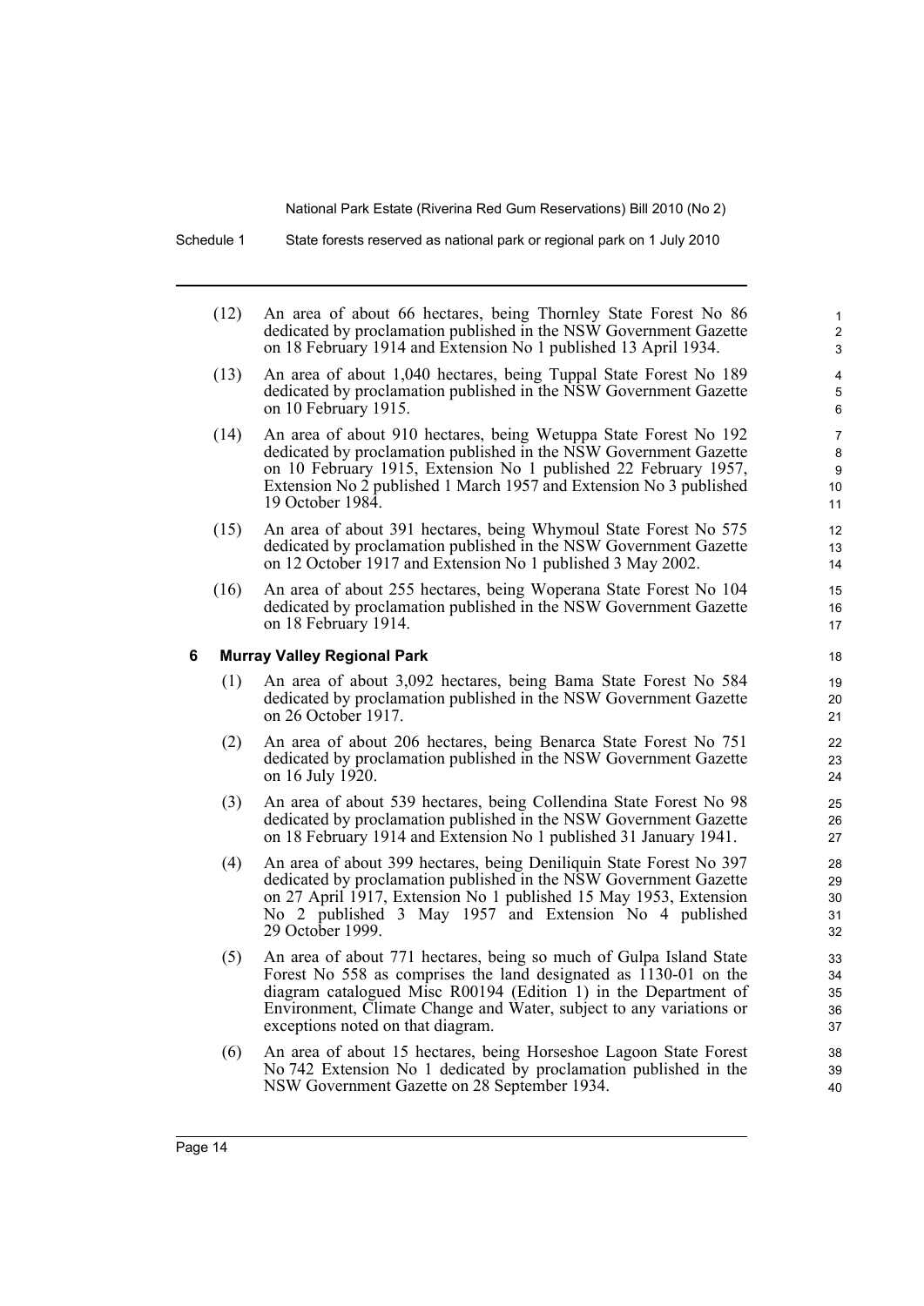(12) An area of about 66 hectares, being Thornley State Forest No 86 dedicated by proclamation published in the NSW Government Gazette on 18 February 1914 and Extension No 1 published 13 April 1934.

(13) An area of about 1,040 hectares, being Tuppal State Forest No 189 dedicated by proclamation published in the NSW Government Gazette on 10 February 1915.

(14) An area of about 910 hectares, being Wetuppa State Forest No 192 dedicated by proclamation published in the NSW Government Gazette on 10 February 1915, Extension No 1 published 22 February 1957, Extension No 2 published 1 March 1957 and Extension No 3 published 19 October 1984.

(15) An area of about 391 hectares, being Whymoul State Forest No 575 dedicated by proclamation published in the NSW Government Gazette on 12 October 1917 and Extension No 1 published 3 May 2002.

(16) An area of about 255 hectares, being Woperana State Forest No 104 dedicated by proclamation published in the NSW Government Gazette on 18 February 1914.

## 6 Murray Valley Regional Park

(1) An area of about 3,092 hectares, being Bama State Forest No 584 dedicated by proclamation published in the NSW Government Gazette on 26 October 1917.

(2) An area of about 206 hectares, being Benarca State Forest No 751 dedicated by proclamation published in the NSW Government Gazette on 16 July 1920.

(3) An area of about 539 hectares, being Collendina State Forest No 98 dedicated by proclamation published in the NSW Government Gazette on 18 February 1914 and Extension No 1 published 31 January 1941.

(4) An area of about 399 hectares, being Deniliquin State Forest No 397 dedicated by proclamation published in the NSW Government Gazette on 27 April 1917, Extension No 1 published 15 May 1953, Extension No 2 published 3 May 1957 and Extension No 4 published 29 October 1999.

(5) An area of about 771 hectares, being so much of Gulpa Island State Forest No 558 as comprises the land designated as 1130-01 on the diagram catalogued Misc R00194 (Edition 1) in the Department of Environment, Climate Change and Water, subject to any variations or exceptions noted on that diagram.

(6) An area of about 15 hectares, being Horseshoe Lagoon State Forest No 742 Extension No 1 dedicated by proclamation published in the NSW Government Gazette on 28 September 1934.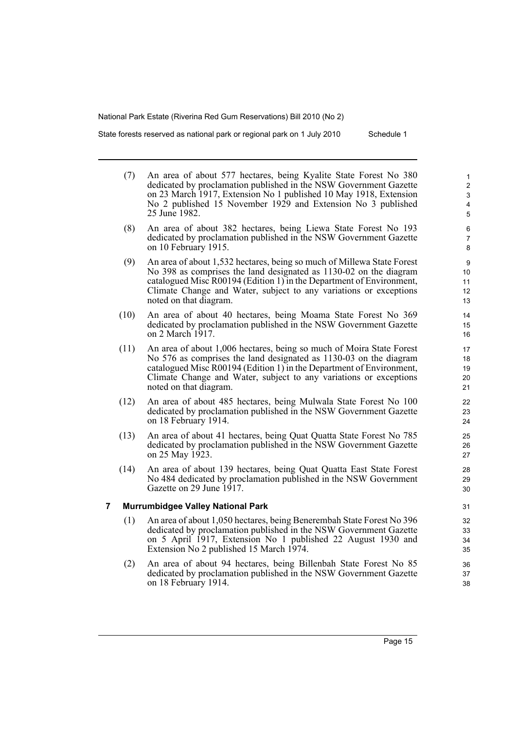(7) An area of about 577 hectares, being Kyalite State Forest No 380 dedicated by proclamation published in the NSW Government Gazette on 23 March 1917, Extension No 1 published 10 May 1918, Extension No 2 published 15 November 1929 and Extension No 3 published 25 June 1982.

(8) An area of about 382 hectares, being Liewa State Forest No 193 dedicated by proclamation published in the NSW Government Gazette on 10 February 1915.

(9) An area of about 1,532 hectares, being so much of Millewa State Forest No 398 as comprises the land designated as 1130-02 on the diagram catalogued Misc R00194 (Edition 1) in the Department of Environment, Climate Change and Water, subject to any variations or exceptions noted on that diagram.

(10) An area of about 40 hectares, being Moama State Forest No 369 dedicated by proclamation published in the NSW Government Gazette on 2 March 1917.

(11) An area of about 1,006 hectares, being so much of Moira State Forest No 576 as comprises the land designated as 1130-03 on the diagram catalogued Misc R00194 (Edition 1) in the Department of Environment, Climate Change and Water, subject to any variations or exceptions noted on that diagram.

(12) An area of about 485 hectares, being Mulwala State Forest No 100 dedicated by proclamation published in the NSW Government Gazette on 18 February 1914.

(13) An area of about 41 hectares, being Quat Quatta State Forest No 785 dedicated by proclamation published in the NSW Government Gazette on 25 May 1923.

(14) An area of about 139 hectares, being Quat Quatta East State Forest No 484 dedicated by proclamation published in the NSW Government Gazette on 29 June 1917.

## 7 Murrumbidgee Valley National Park

(1) An area of about 1,050 hectares, being Benerembah State Forest No 396 dedicated by proclamation published in the NSW Government Gazette on 5 April 1917, Extension No 1 published 22 August 1930 and Extension No 2 published 15 March 1974.

(2) An area of about 94 hectares, being Billenbah State Forest No 85 dedicated by proclamation published in the NSW Government Gazette on 18 February 1914.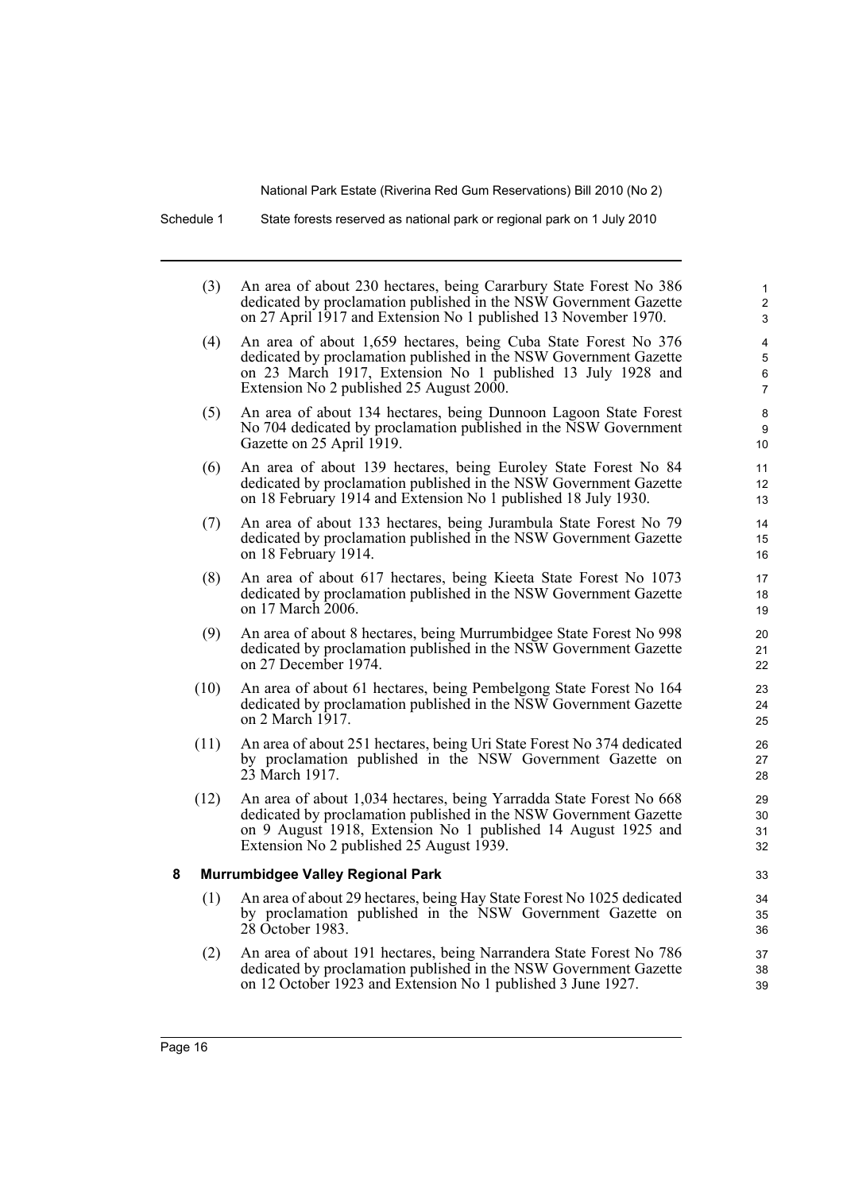(3) An area of about 230 hectares, being Cararbury State Forest No 386 dedicated by proclamation published in the NSW Government Gazette on 27 April 1917 and Extension No 1 published 13 November 1970.

(4) An area of about 1,659 hectares, being Cuba State Forest No 376 dedicated by proclamation published in the NSW Government Gazette on 23 March 1917, Extension No 1 published 13 July 1928 and Extension No 2 published 25 August 2000.

(5) An area of about 134 hectares, being Dunnoon Lagoon State Forest No 704 dedicated by proclamation published in the NSW Government Gazette on 25 April 1919.

(6) An area of about 139 hectares, being Euroley State Forest No 84 dedicated by proclamation published in the NSW Government Gazette on 18 February 1914 and Extension No 1 published 18 July 1930.

(7) An area of about 133 hectares, being Jurambula State Forest No 79 dedicated by proclamation published in the NSW Government Gazette on 18 February 1914.

(8) An area of about 617 hectares, being Kieeta State Forest No 1073 dedicated by proclamation published in the NSW Government Gazette on 17 March 2006.

(9) An area of about 8 hectares, being Murrumbidgee State Forest No 998 dedicated by proclamation published in the NSW Government Gazette on 27 December 1974.

(10) An area of about 61 hectares, being Pembelgong State Forest No 164 dedicated by proclamation published in the NSW Government Gazette on 2 March 1917.

(11) An area of about 251 hectares, being Uri State Forest No 374 dedicated by proclamation published in the NSW Government Gazette on 23 March 1917.

(12) An area of about 1,034 hectares, being Yarradda State Forest No 668 dedicated by proclamation published in the NSW Government Gazette on 9 August 1918, Extension No 1 published 14 August 1925 and Extension No 2 published 25 August 1939.

**8 Murrumbidgee Valley Regional Park**

(1) An area of about 29 hectares, being Hay State Forest No 1025 dedicated by proclamation published in the NSW Government Gazette on 28 October 1983.

(2) An area of about 191 hectares, being Narrandera State Forest No 786 dedicated by proclamation published in the NSW Government Gazette on 12 October 1923 and Extension No 1 published 3 June 1927.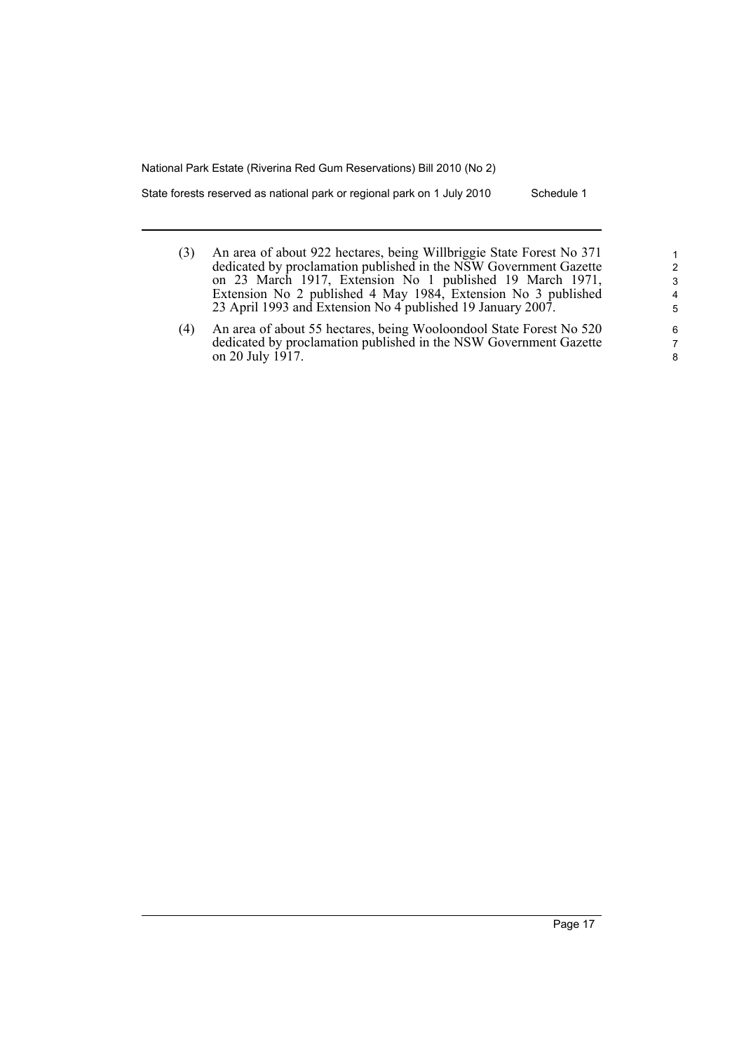(3) An area of about 922 hectares, being Willbriggie State Forest No 371 dedicated by proclamation published in the NSW Government Gazette on 23 March 1917, Extension No 1 published 19 March 1971, Extension No 2 published 4 May 1984, Extension No 3 published 23 April 1993 and Extension No 4 published 19 January 2007.

(4) An area of about 55 hectares, being Wooloondool State Forest No 520 dedicated by proclamation published in the NSW Government Gazette on 20 July 1917.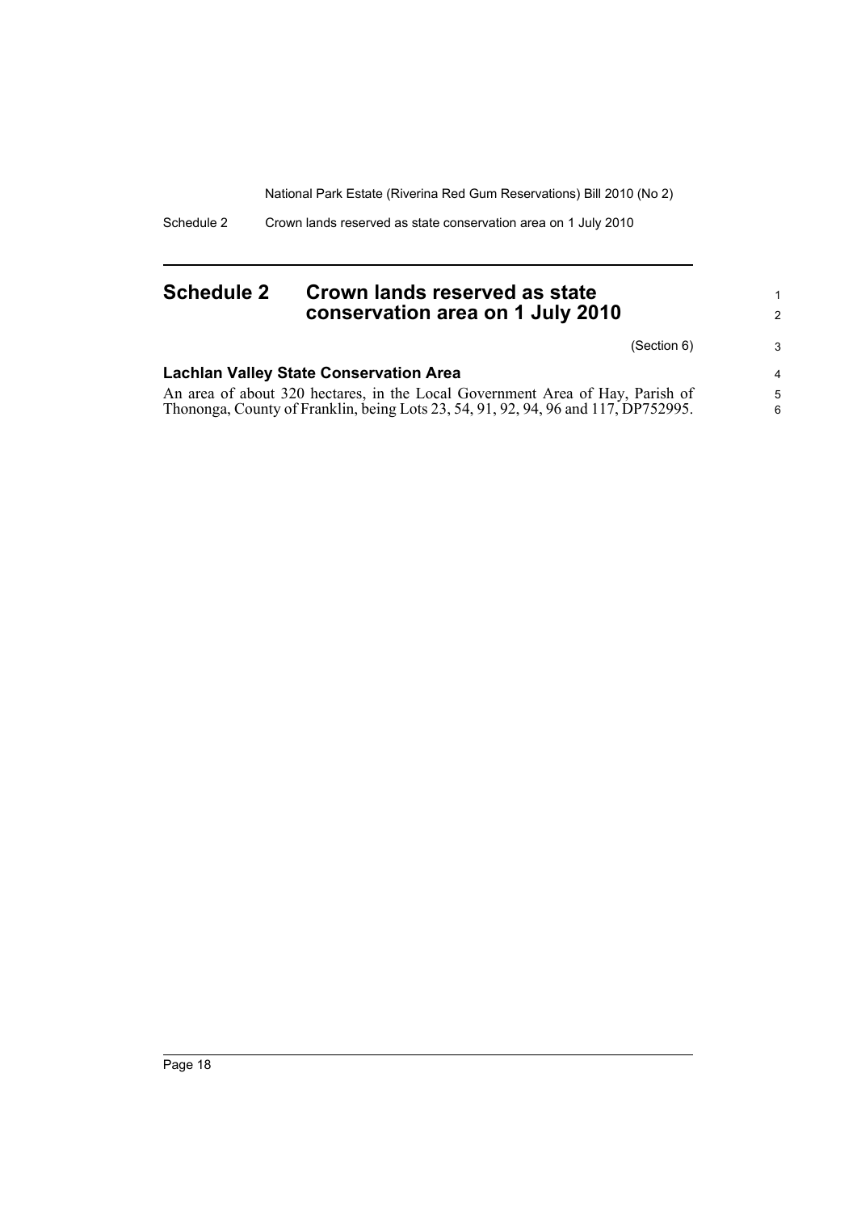# Schedule 2 Crown lands reserved as state conservation area on 1 July 2010

(Section 6)

### Lachlan Valley State Conservation Area

An area of about 320 hectares, in the Local Government Area of Hay, Parish of Thononga, County of Franklin, being Lots 23, 54, 91, 92, 94, 96 and 117, DP752995.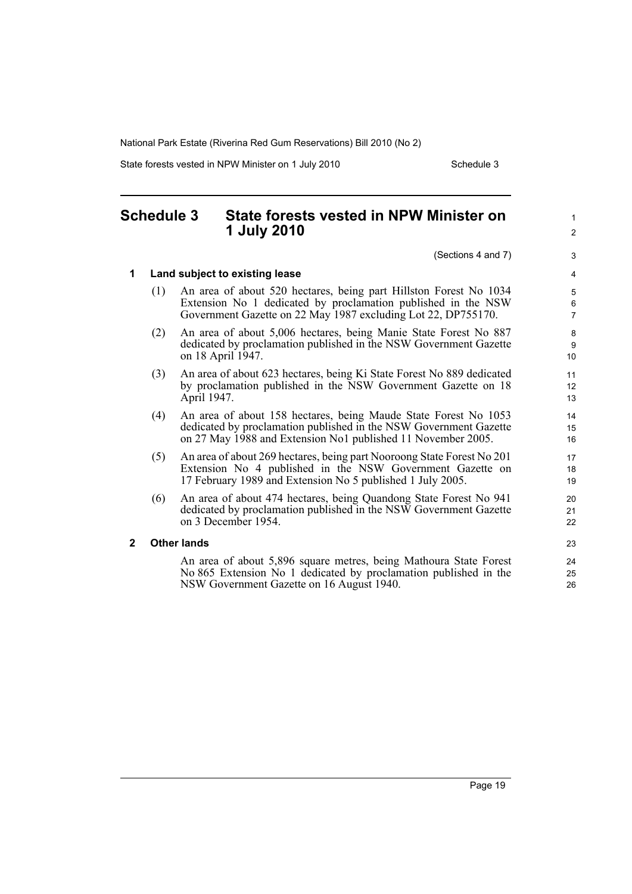## Schedule 3 State forests vested in NPW Minister on 1 July 2010

(Sections 4 and 7)

### 1 Land subject to existing lease

(1) An area of about 520 hectares, being part Hillston Forest No 1034 Extension No 1 dedicated by proclamation published in the NSW Government Gazette on 22 May 1987 excluding Lot 22, DP755170.

(2) An area of about 5,006 hectares, being Manie State Forest No 887 dedicated by proclamation published in the NSW Government Gazette on 18 April 1947.

(3) An area of about 623 hectares, being Ki State Forest No 889 dedicated by proclamation published in the NSW Government Gazette on 18 April 1947.

(4) An area of about 158 hectares, being Maude State Forest No 1053 dedicated by proclamation published in the NSW Government Gazette on 27 May 1988 and Extension No1 published 11 November 2005.

(5) An area of about 269 hectares, being part Nooroong State Forest No 201 Extension No 4 published in the NSW Government Gazette on 17 February 1989 and Extension No 5 published 1 July 2005.

(6) An area of about 474 hectares, being Quandong State Forest No 941 dedicated by proclamation published in the NSW Government Gazette on 3 December 1954.

### 2 Other lands

An area of about 5,896 square metres, being Mathoura State Forest No 865 Extension No 1 dedicated by proclamation published in the NSW Government Gazette on 16 August 1940.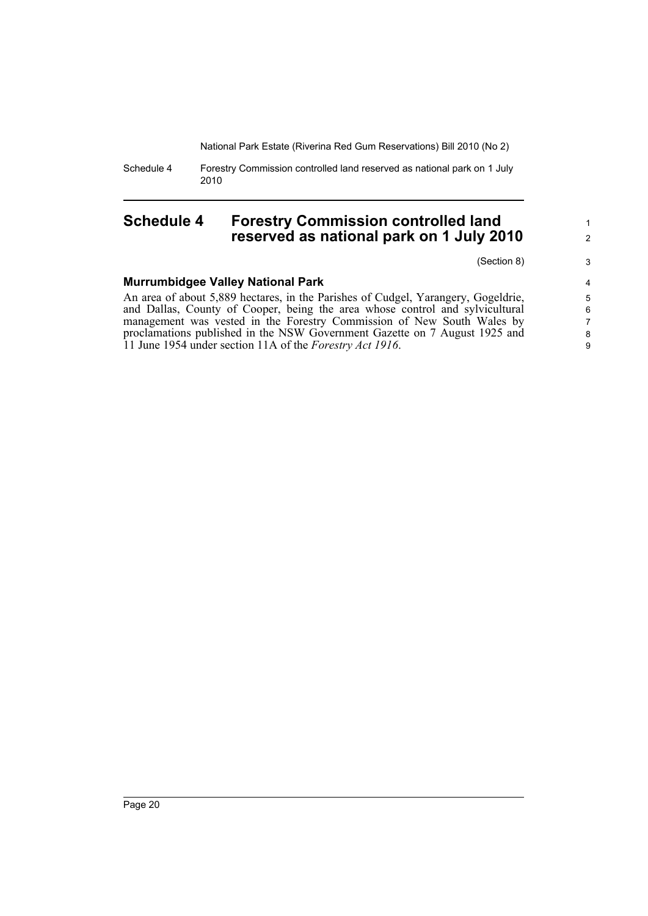## Schedule 4 Forestry Commission controlled land reserved as national park on 1 July 2010

(Section 8)

### Murrumbidgee Valley National Park

An area of about 5,889 hectares, in the Parishes of Cudgel, Yarangery, Gogeldrie, and Dallas, County of Cooper, being the area whose control and sylvicultural management was vested in the Forestry Commission of New South Wales by proclamations published in the NSW Government Gazette on 7 August 1925 and 11 June 1954 under section 11A of the *Forestry Act 1916*.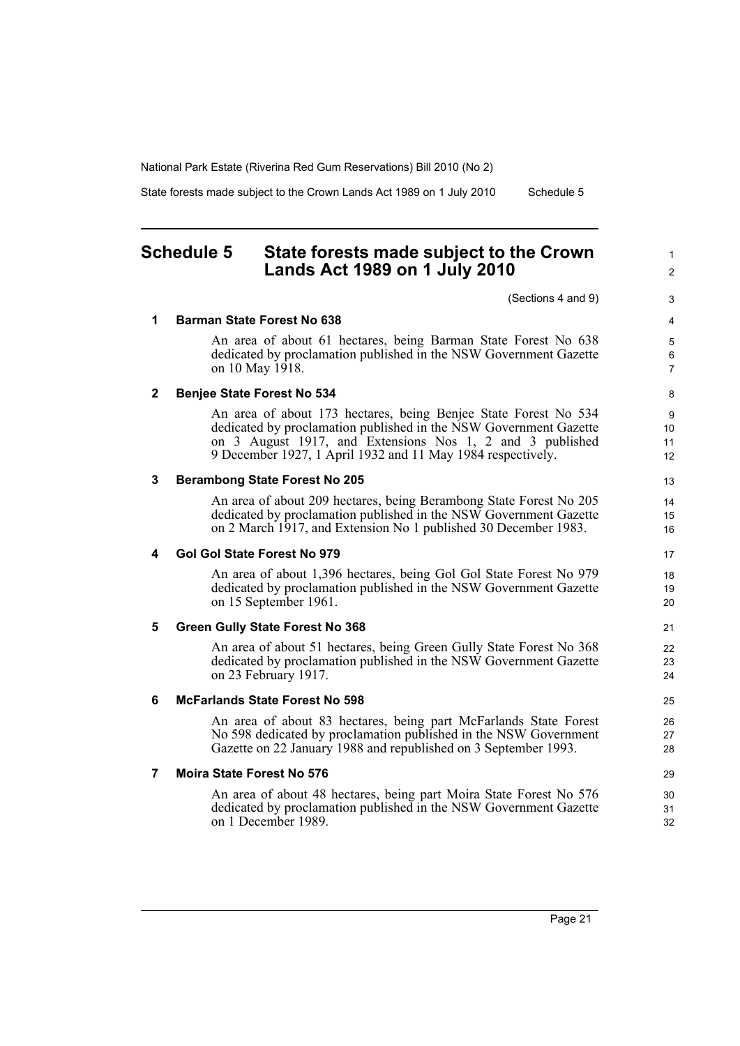## Schedule 5 State forests made subject to the Crown Lands Act 1989 on 1 July 2010

(Sections 4 and 9)

**1 Barman State Forest No 638**

An area of about 61 hectares, being Barman State Forest No 638 dedicated by proclamation published in the NSW Government Gazette on 10 May 1918.

**2 Benjee State Forest No 534**

An area of about 173 hectares, being Benjee State Forest No 534 dedicated by proclamation published in the NSW Government Gazette on 3 August 1917, and Extensions Nos 1, 2 and 3 published 9 December 1927, 1 April 1932 and 11 May 1984 respectively.

**3 Berambong State Forest No 205**

An area of about 209 hectares, being Berambong State Forest No 205 dedicated by proclamation published in the NSW Government Gazette on 2 March 1917, and Extension No 1 published 30 December 1983.

**4 Gol Gol State Forest No 979**

An area of about 1,396 hectares, being Gol Gol State Forest No 979 dedicated by proclamation published in the NSW Government Gazette on 15 September 1961.

**5 Green Gully State Forest No 368**

An area of about 51 hectares, being Green Gully State Forest No 368 dedicated by proclamation published in the NSW Government Gazette on 23 February 1917.

**6 McFarlands State Forest No 598**

An area of about 83 hectares, being part McFarlands State Forest No 598 dedicated by proclamation published in the NSW Government Gazette on 22 January 1988 and republished on 3 September 1993.

**7 Moira State Forest No 576**

An area of about 48 hectares, being part Moira State Forest No 576 dedicated by proclamation published in the NSW Government Gazette on 1 December 1989.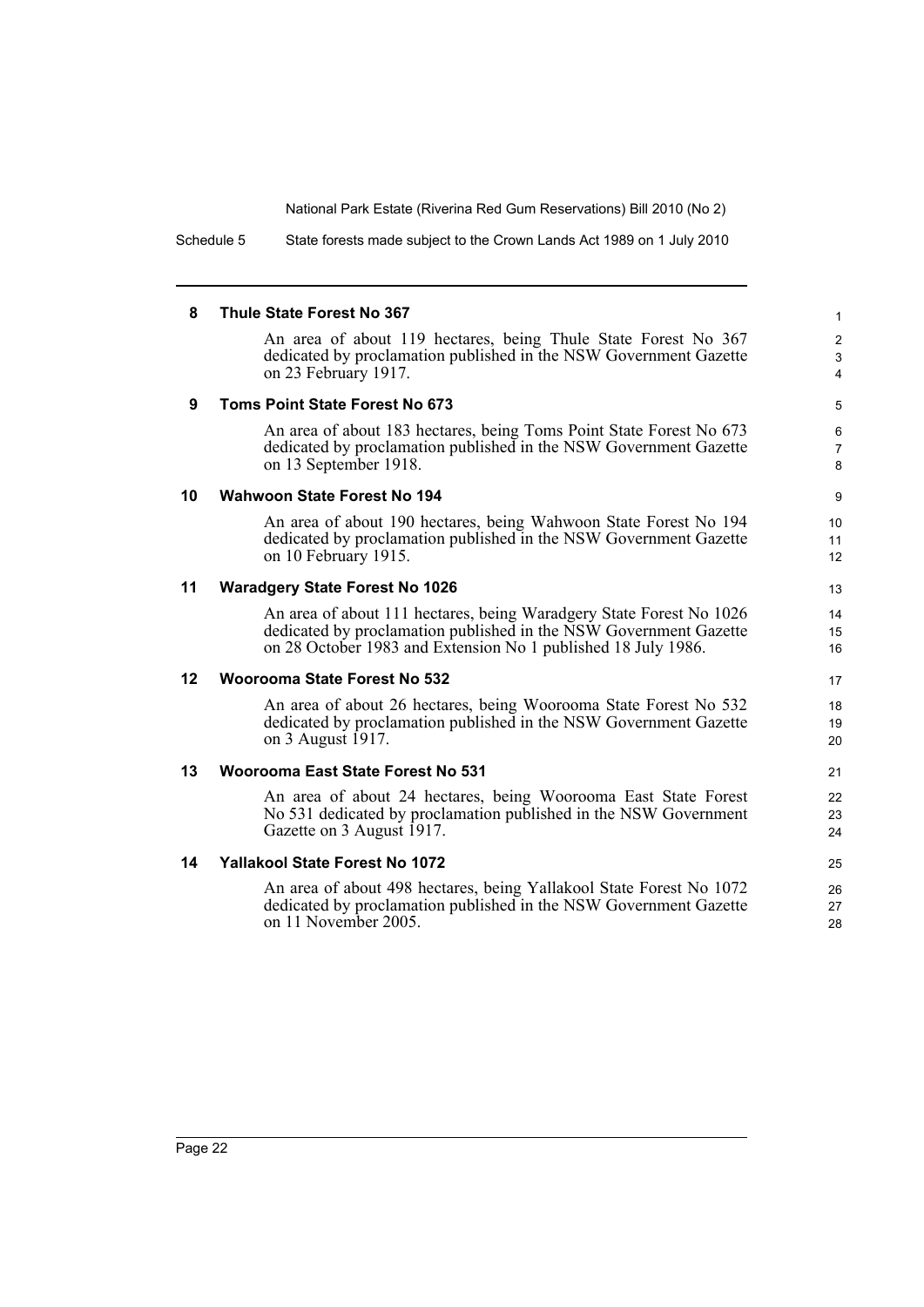### 8 Thule State Forest No 367

An area of about 119 hectares, being Thule State Forest No 367 dedicated by proclamation published in the NSW Government Gazette on 23 February 1917.

### 9 Toms Point State Forest No 673

An area of about 183 hectares, being Toms Point State Forest No 673 dedicated by proclamation published in the NSW Government Gazette on 13 September 1918.

### 10 Wahwoon State Forest No 194

An area of about 190 hectares, being Wahwoon State Forest No 194 dedicated by proclamation published in the NSW Government Gazette on 10 February 1915.

### 11 Waradgery State Forest No 1026

An area of about 111 hectares, being Waradgery State Forest No 1026 dedicated by proclamation published in the NSW Government Gazette on 28 October 1983 and Extension No 1 published 18 July 1986.

### 12 Woorooma State Forest No 532

An area of about 26 hectares, being Woorooma State Forest No 532 dedicated by proclamation published in the NSW Government Gazette on 3 August 1917.

### 13 Woorooma East State Forest No 531

An area of about 24 hectares, being Woorooma East State Forest No 531 dedicated by proclamation published in the NSW Government Gazette on 3 August 1917.

### 14 Yallakool State Forest No 1072

An area of about 498 hectares, being Yallakool State Forest No 1072 dedicated by proclamation published in the NSW Government Gazette on 11 November 2005.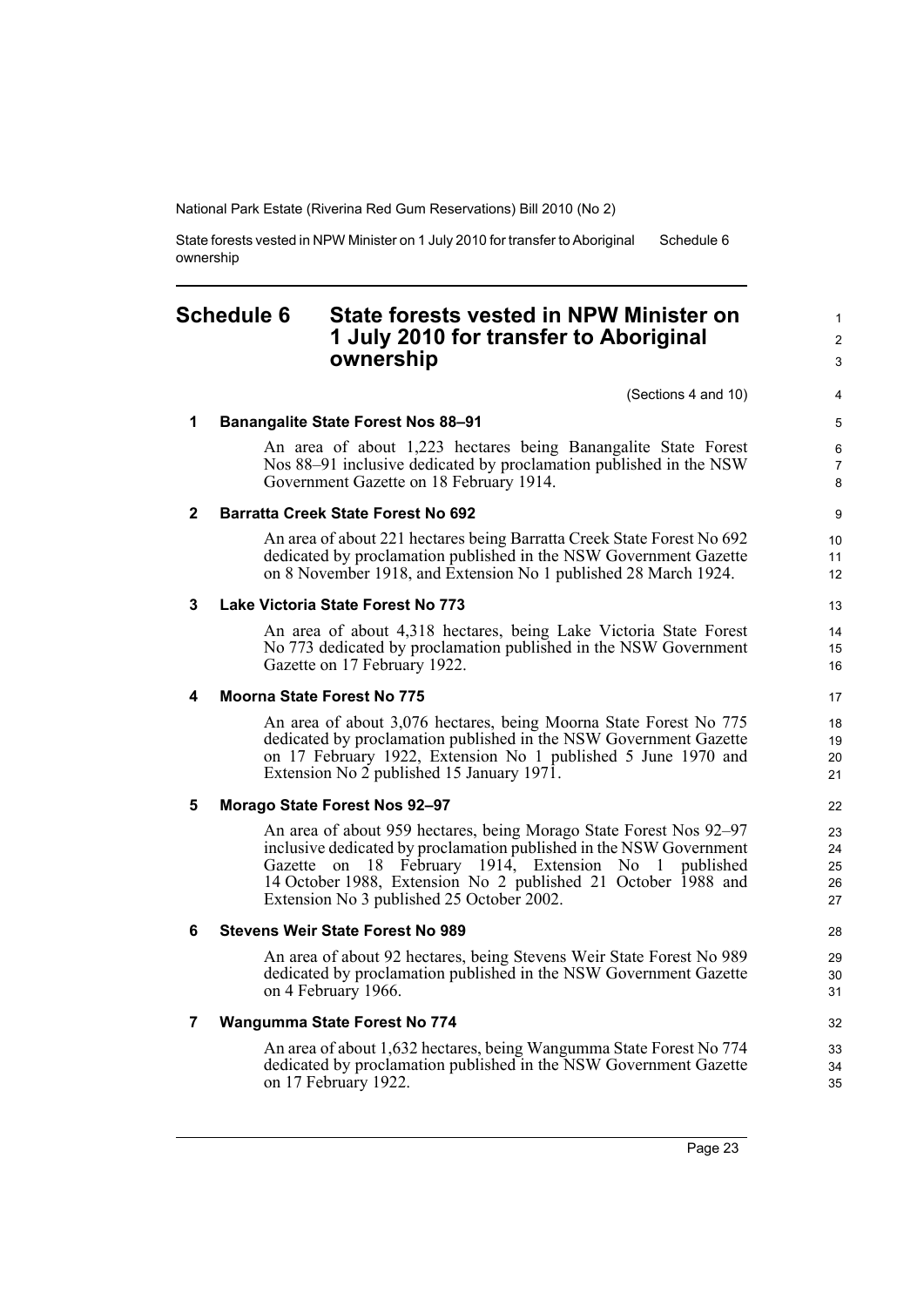## Schedule 6 State forests vested in NPW Minister on 1 July 2010 for transfer to Aboriginal ownership

(Sections 4 and 10)

### 1 Banangalite State Forest Nos 88–91

An area of about 1,223 hectares being Banangalite State Forest Nos 88–91 inclusive dedicated by proclamation published in the NSW Government Gazette on 18 February 1914.

### 2 Barratta Creek State Forest No 692

An area of about 221 hectares being Barratta Creek State Forest No 692 dedicated by proclamation published in the NSW Government Gazette on 8 November 1918, and Extension No 1 published 28 March 1924.

### 3 Lake Victoria State Forest No 773

An area of about 4,318 hectares, being Lake Victoria State Forest No 773 dedicated by proclamation published in the NSW Government Gazette on 17 February 1922.

### 4 Moorna State Forest No 775

An area of about 3,076 hectares, being Moorna State Forest No 775 dedicated by proclamation published in the NSW Government Gazette on 17 February 1922, Extension No 1 published 5 June 1970 and Extension No 2 published 15 January 1971.

### 5 Morago State Forest Nos 92–97

An area of about 959 hectares, being Morago State Forest Nos 92–97 inclusive dedicated by proclamation published in the NSW Government Gazette on 18 February 1914, Extension No 1 published 14 October 1988, Extension No 2 published 21 October 1988 and Extension No 3 published 25 October 2002.

### 6 Stevens Weir State Forest No 989

An area of about 92 hectares, being Stevens Weir State Forest No 989 dedicated by proclamation published in the NSW Government Gazette on 4 February 1966.

### 7 Wangumma State Forest No 774

An area of about 1,632 hectares, being Wangumma State Forest No 774 dedicated by proclamation published in the NSW Government Gazette on 17 February 1922.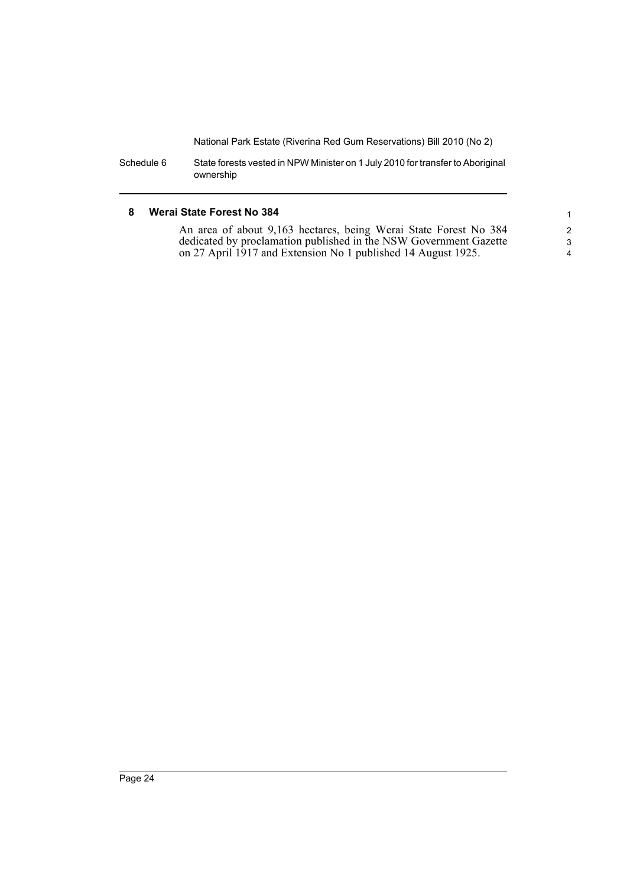### 8 Werai State Forest No 384

An area of about 9,163 hectares, being Werai State Forest No 384 dedicated by proclamation published in the NSW Government Gazette on 27 April 1917 and Extension No 1 published 14 August 1925.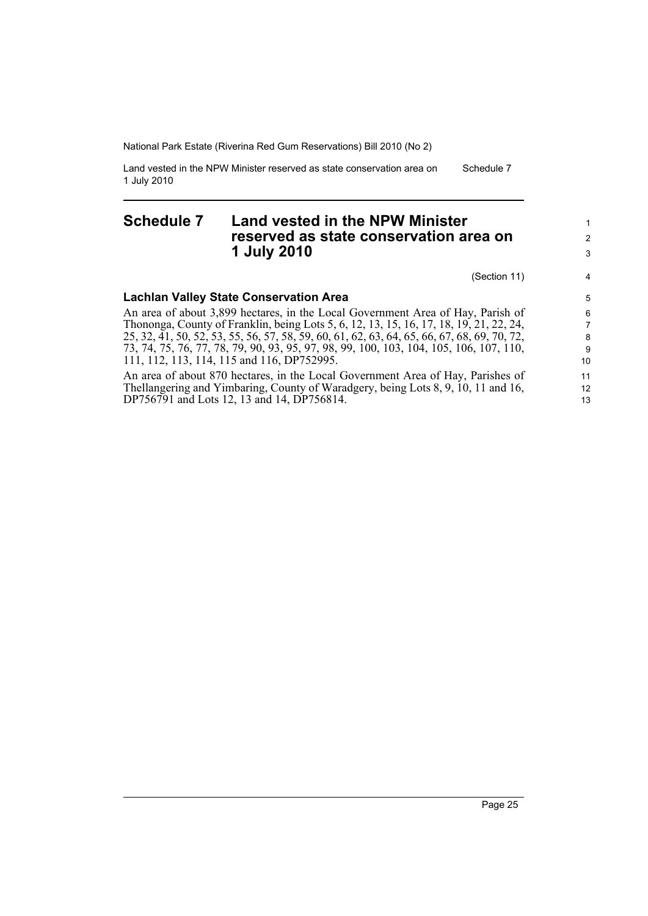## Schedule 7 Land vested in the NPW Minister reserved as state conservation area on 1 July 2010

(Section 11)

### Lachlan Valley State Conservation Area

An area of about 3,899 hectares, in the Local Government Area of Hay, Parish of Thononga, County of Franklin, being Lots 5, 6, 12, 13, 15, 16, 17, 18, 19, 21, 22, 24, 25, 32, 41, 50, 52, 53, 55, 56, 57, 58, 59, 60, 61, 62, 63, 64, 65, 66, 67, 68, 69, 70, 72, 73, 74, 75, 76, 77, 78, 79, 90, 93, 95, 97, 98, 99, 100, 103, 104, 105, 106, 107, 110, 111, 112, 113, 114, 115 and 116, DP752995.

An area of about 870 hectares, in the Local Government Area of Hay, Parishes of Thellangering and Yimbaring, County of Waradgery, being Lots 8, 9, 10, 11 and 16, DP756791 and Lots 12, 13 and 14, DP756814.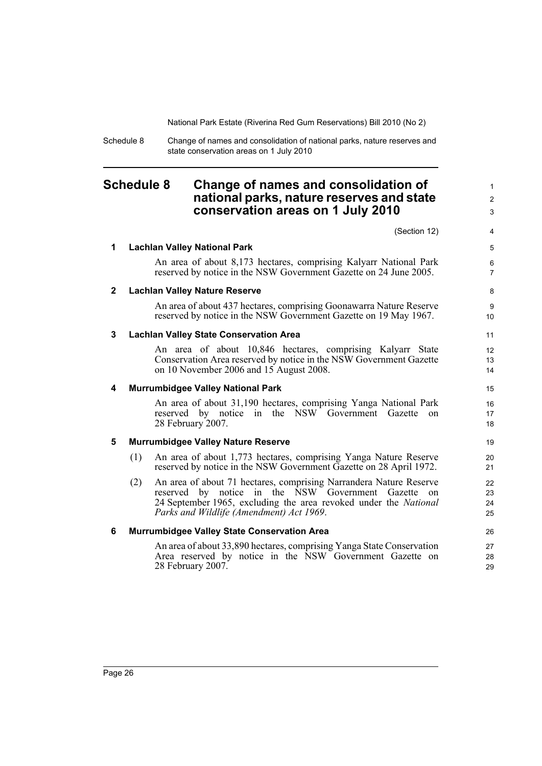## Schedule 8 Change of names and consolidation of national parks, nature reserves and state conservation areas on 1 July 2010

(Section 12)

### 1 Lachlan Valley National Park

An area of about 8,173 hectares, comprising Kalyarr National Park reserved by notice in the NSW Government Gazette on 24 June 2005.

### 2 Lachlan Valley Nature Reserve

An area of about 437 hectares, comprising Goonawarra Nature Reserve reserved by notice in the NSW Government Gazette on 19 May 1967.

### 3 Lachlan Valley State Conservation Area

An area of about 10,846 hectares, comprising Kalyarr State Conservation Area reserved by notice in the NSW Government Gazette on 10 November 2006 and 15 August 2008.

### 4 Murrumbidgee Valley National Park

An area of about 31,190 hectares, comprising Yanga National Park reserved by notice in the NSW Government Gazette on 28 February 2007.

### 5 Murrumbidgee Valley Nature Reserve

(1) An area of about 1,773 hectares, comprising Yanga Nature Reserve reserved by notice in the NSW Government Gazette on 28 April 1972.

(2) An area of about 71 hectares, comprising Narrandera Nature Reserve reserved by notice in the NSW Government Gazette on 24 September 1965, excluding the area revoked under the *National Parks and Wildlife (Amendment) Act 1969*.

### 6 Murrumbidgee Valley State Conservation Area

An area of about 33,890 hectares, comprising Yanga State Conservation Area reserved by notice in the NSW Government Gazette on 28 February 2007.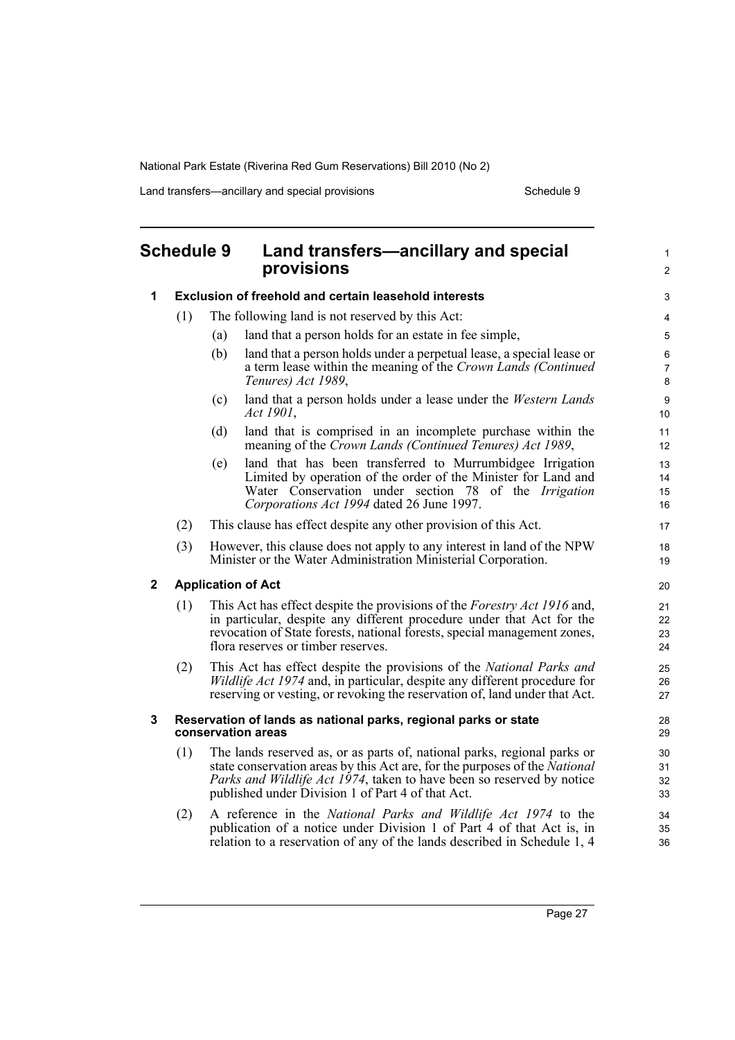# Schedule 9 Land transfers—ancillary and special provisions

## 1 Exclusion of freehold and certain leasehold interests

(1) The following land is not reserved by this Act:

(a) land that a person holds for an estate in fee simple,

(b) land that a person holds under a perpetual lease, a special lease or a term lease within the meaning of the *Crown Lands (Continued Tenures) Act 1989*,

(c) land that a person holds under a lease under the *Western Lands Act 1901*,

(d) land that is comprised in an incomplete purchase within the meaning of the *Crown Lands (Continued Tenures) Act 1989*,

(e) land that has been transferred to Murrumbidgee Irrigation Limited by operation of the order of the Minister for Land and Water Conservation under section 78 of the *Irrigation Corporations Act 1994* dated 26 June 1997.

(2) This clause has effect despite any other provision of this Act.

(3) However, this clause does not apply to any interest in land of the NPW Minister or the Water Administration Ministerial Corporation.

## 2 Application of Act

(1) This Act has effect despite the provisions of the *Forestry Act 1916* and, in particular, despite any different procedure under that Act for the revocation of State forests, national forests, special management zones, flora reserves or timber reserves.

(2) This Act has effect despite the provisions of the *National Parks and Wildlife Act 1974* and, in particular, despite any different procedure for reserving or vesting, or revoking the reservation of, land under that Act.

## 3 Reservation of lands as national parks, regional parks or state conservation areas

(1) The lands reserved as, or as parts of, national parks, regional parks or state conservation areas by this Act are, for the purposes of the *National Parks and Wildlife Act 1974*, taken to have been so reserved by notice published under Division 1 of Part 4 of that Act.

(2) A reference in the *National Parks and Wildlife Act 1974* to the publication of a notice under Division 1 of Part 4 of that Act is, in relation to a reservation of any of the lands described in Schedule 1, 4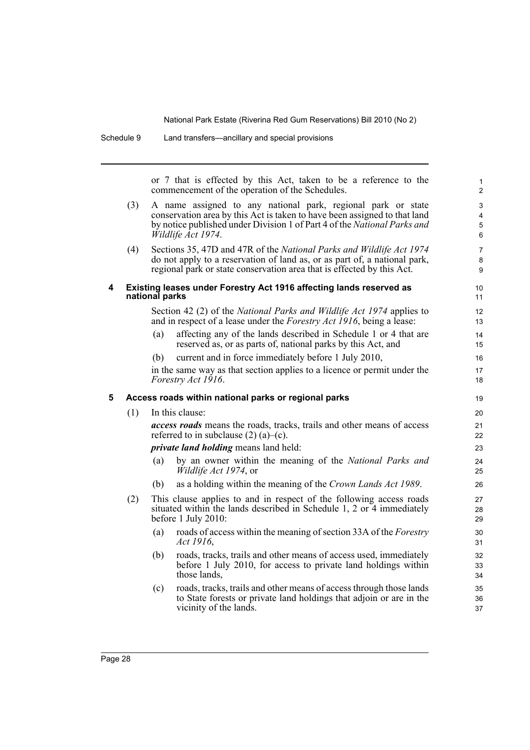or 7 that is effected by this Act, taken to be a reference to the commencement of the operation of the Schedules.

(3) A name assigned to any national park, regional park or state conservation area by this Act is taken to have been assigned to that land by notice published under Division 1 of Part 4 of the *National Parks and Wildlife Act 1974*.

(4) Sections 35, 47D and 47R of the *National Parks and Wildlife Act 1974* do not apply to a reservation of land as, or as part of, a national park, regional park or state conservation area that is effected by this Act.

### 4 Existing leases under Forestry Act 1916 affecting lands reserved as national parks

Section 42 (2) of the *National Parks and Wildlife Act 1974* applies to and in respect of a lease under the *Forestry Act 1916*, being a lease:

(a) affecting any of the lands described in Schedule 1 or 4 that are reserved as, or as parts of, national parks by this Act, and

(b) current and in force immediately before 1 July 2010,

in the same way as that section applies to a licence or permit under the *Forestry Act 1916*.

### 5 Access roads within national parks or regional parks

(1) In this clause:

***access roads*** means the roads, tracks, trails and other means of access referred to in subclause (2) (a)–(c).

***private land holding*** means land held:

(a) by an owner within the meaning of the *National Parks and Wildlife Act 1974*, or

(b) as a holding within the meaning of the *Crown Lands Act 1989*.

(2) This clause applies to and in respect of the following access roads situated within the lands described in Schedule 1, 2 or 4 immediately before 1 July 2010:

(a) roads of access within the meaning of section 33A of the *Forestry Act 1916*,

(b) roads, tracks, trails and other means of access used, immediately before 1 July 2010, for access to private land holdings within those lands,

(c) roads, tracks, trails and other means of access through those lands to State forests or private land holdings that adjoin or are in the vicinity of the lands.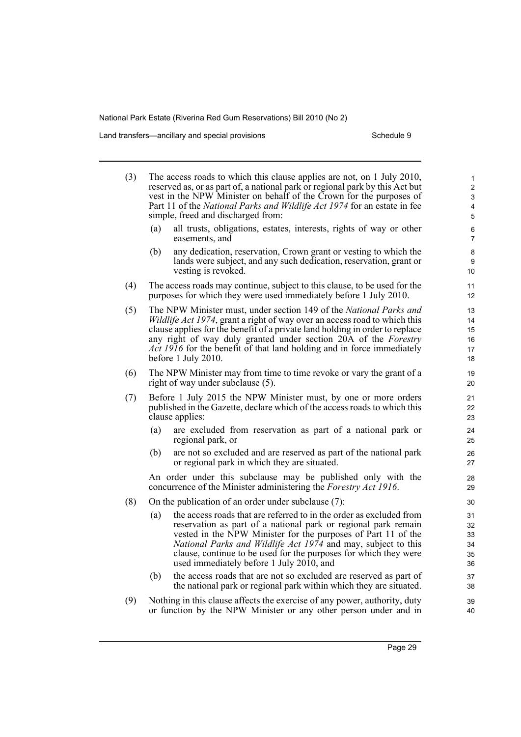(3) The access roads to which this clause applies are not, on 1 July 2010, reserved as, or as part of, a national park or regional park by this Act but vest in the NPW Minister on behalf of the Crown for the purposes of Part 11 of the *National Parks and Wildlife Act 1974* for an estate in fee simple, freed and discharged from:

- (a) all trusts, obligations, estates, interests, rights of way or other easements, and
- (b) any dedication, reservation, Crown grant or vesting to which the lands were subject, and any such dedication, reservation, grant or vesting is revoked.

(4) The access roads may continue, subject to this clause, to be used for the purposes for which they were used immediately before 1 July 2010.

(5) The NPW Minister must, under section 149 of the *National Parks and Wildlife Act 1974*, grant a right of way over an access road to which this clause applies for the benefit of a private land holding in order to replace any right of way duly granted under section 20A of the *Forestry Act 1916* for the benefit of that land holding and in force immediately before 1 July 2010.

(6) The NPW Minister may from time to time revoke or vary the grant of a right of way under subclause (5).

(7) Before 1 July 2015 the NPW Minister must, by one or more orders published in the Gazette, declare which of the access roads to which this clause applies:

- (a) are excluded from reservation as part of a national park or regional park, or
- (b) are not so excluded and are reserved as part of the national park or regional park in which they are situated.

An order under this subclause may be published only with the concurrence of the Minister administering the *Forestry Act 1916*.

(8) On the publication of an order under subclause (7):

- (a) the access roads that are referred to in the order as excluded from reservation as part of a national park or regional park remain vested in the NPW Minister for the purposes of Part 11 of the *National Parks and Wildlife Act 1974* and may, subject to this clause, continue to be used for the purposes for which they were used immediately before 1 July 2010, and
- (b) the access roads that are not so excluded are reserved as part of the national park or regional park within which they are situated.

(9) Nothing in this clause affects the exercise of any power, authority, duty or function by the NPW Minister or any other person under and in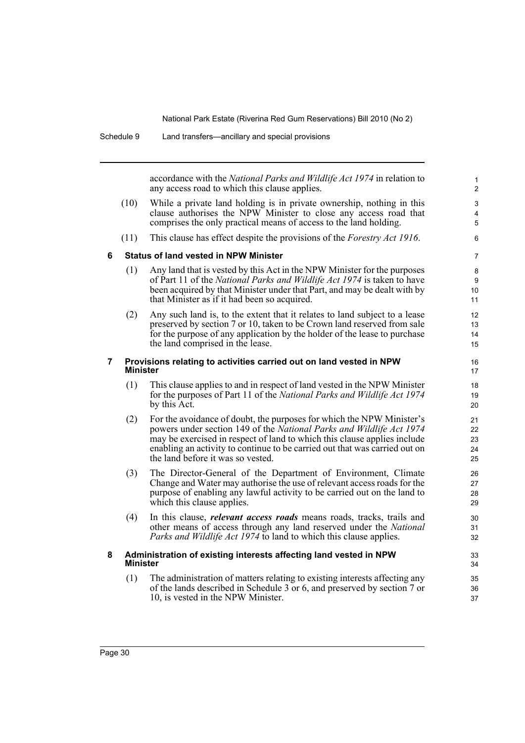accordance with the *National Parks and Wildlife Act 1974* in relation to any access road to which this clause applies.

(10) While a private land holding is in private ownership, nothing in this clause authorises the NPW Minister to close any access road that comprises the only practical means of access to the land holding.

(11) This clause has effect despite the provisions of the *Forestry Act 1916*.

### 6 Status of land vested in NPW Minister

(1) Any land that is vested by this Act in the NPW Minister for the purposes of Part 11 of the *National Parks and Wildlife Act 1974* is taken to have been acquired by that Minister under that Part, and may be dealt with by that Minister as if it had been so acquired.

(2) Any such land is, to the extent that it relates to land subject to a lease preserved by section 7 or 10, taken to be Crown land reserved from sale for the purpose of any application by the holder of the lease to purchase the land comprised in the lease.

### 7 Provisions relating to activities carried out on land vested in NPW Minister

(1) This clause applies to and in respect of land vested in the NPW Minister for the purposes of Part 11 of the *National Parks and Wildlife Act 1974* by this Act.

(2) For the avoidance of doubt, the purposes for which the NPW Minister's powers under section 149 of the *National Parks and Wildlife Act 1974* may be exercised in respect of land to which this clause applies include enabling an activity to continue to be carried out that was carried out on the land before it was so vested.

(3) The Director-General of the Department of Environment, Climate Change and Water may authorise the use of relevant access roads for the purpose of enabling any lawful activity to be carried out on the land to which this clause applies.

(4) In this clause, ***relevant access roads*** means roads, tracks, trails and other means of access through any land reserved under the *National Parks and Wildlife Act 1974* to land to which this clause applies.

### 8 Administration of existing interests affecting land vested in NPW Minister

(1) The administration of matters relating to existing interests affecting any of the lands described in Schedule 3 or 6, and preserved by section 7 or 10, is vested in the NPW Minister.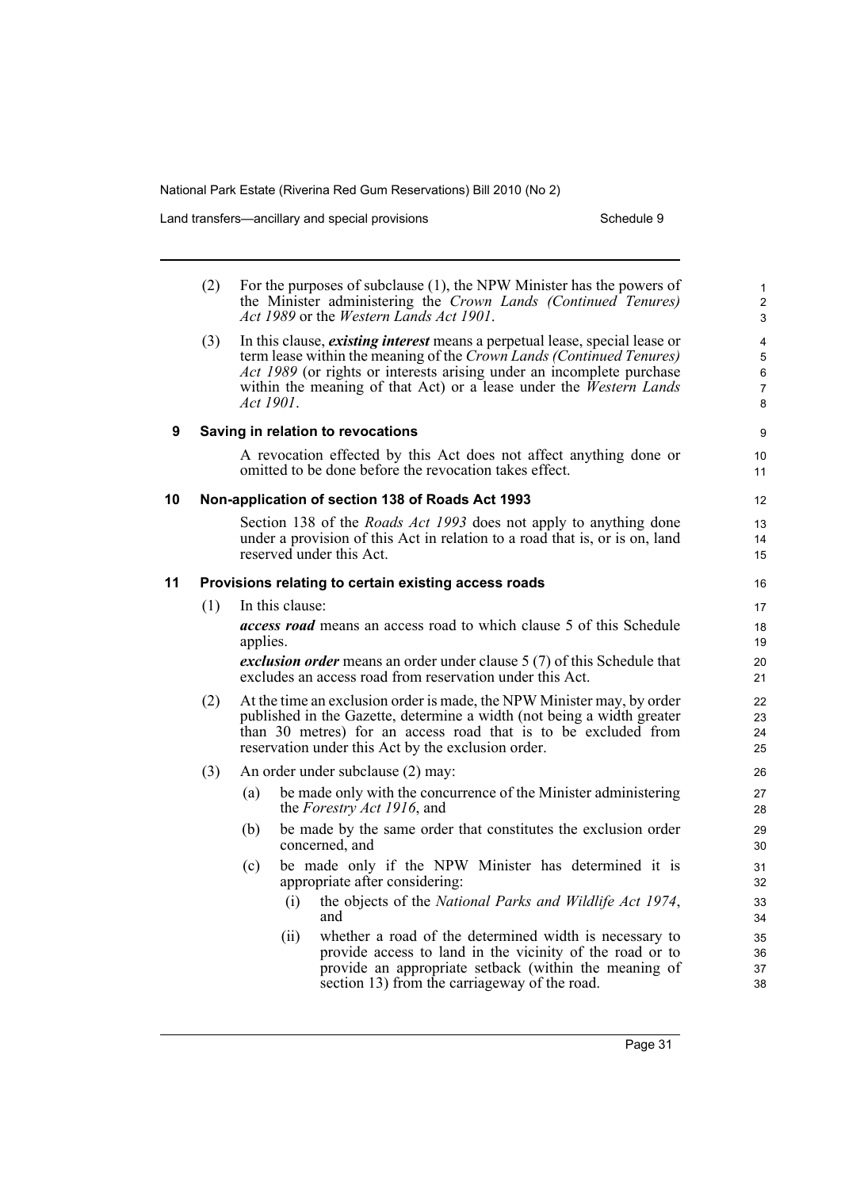(2) For the purposes of subclause (1), the NPW Minister has the powers of the Minister administering the *Crown Lands (Continued Tenures) Act 1989* or the *Western Lands Act 1901*.

(3) In this clause, ***existing interest*** means a perpetual lease, special lease or term lease within the meaning of the *Crown Lands (Continued Tenures) Act 1989* (or rights or interests arising under an incomplete purchase within the meaning of that Act) or a lease under the *Western Lands Act 1901*.

### 9 Saving in relation to revocations

A revocation effected by this Act does not affect anything done or omitted to be done before the revocation takes effect.

### 10 Non-application of section 138 of Roads Act 1993

Section 138 of the *Roads Act 1993* does not apply to anything done under a provision of this Act in relation to a road that is, or is on, land reserved under this Act.

### 11 Provisions relating to certain existing access roads

(1) In this clause:

***access road*** means an access road to which clause 5 of this Schedule applies.

***exclusion order*** means an order under clause 5 (7) of this Schedule that excludes an access road from reservation under this Act.

(2) At the time an exclusion order is made, the NPW Minister may, by order published in the Gazette, determine a width (not being a width greater than 30 metres) for an access road that is to be excluded from reservation under this Act by the exclusion order.

(3) An order under subclause (2) may:

- (a) be made only with the concurrence of the Minister administering the *Forestry Act 1916*, and
- (b) be made by the same order that constitutes the exclusion order concerned, and
- (c) be made only if the NPW Minister has determined it is appropriate after considering:
  - (i) the objects of the *National Parks and Wildlife Act 1974*, and
  - (ii) whether a road of the determined width is necessary to provide access to land in the vicinity of the road or to provide an appropriate setback (within the meaning of section 13) from the carriageway of the road.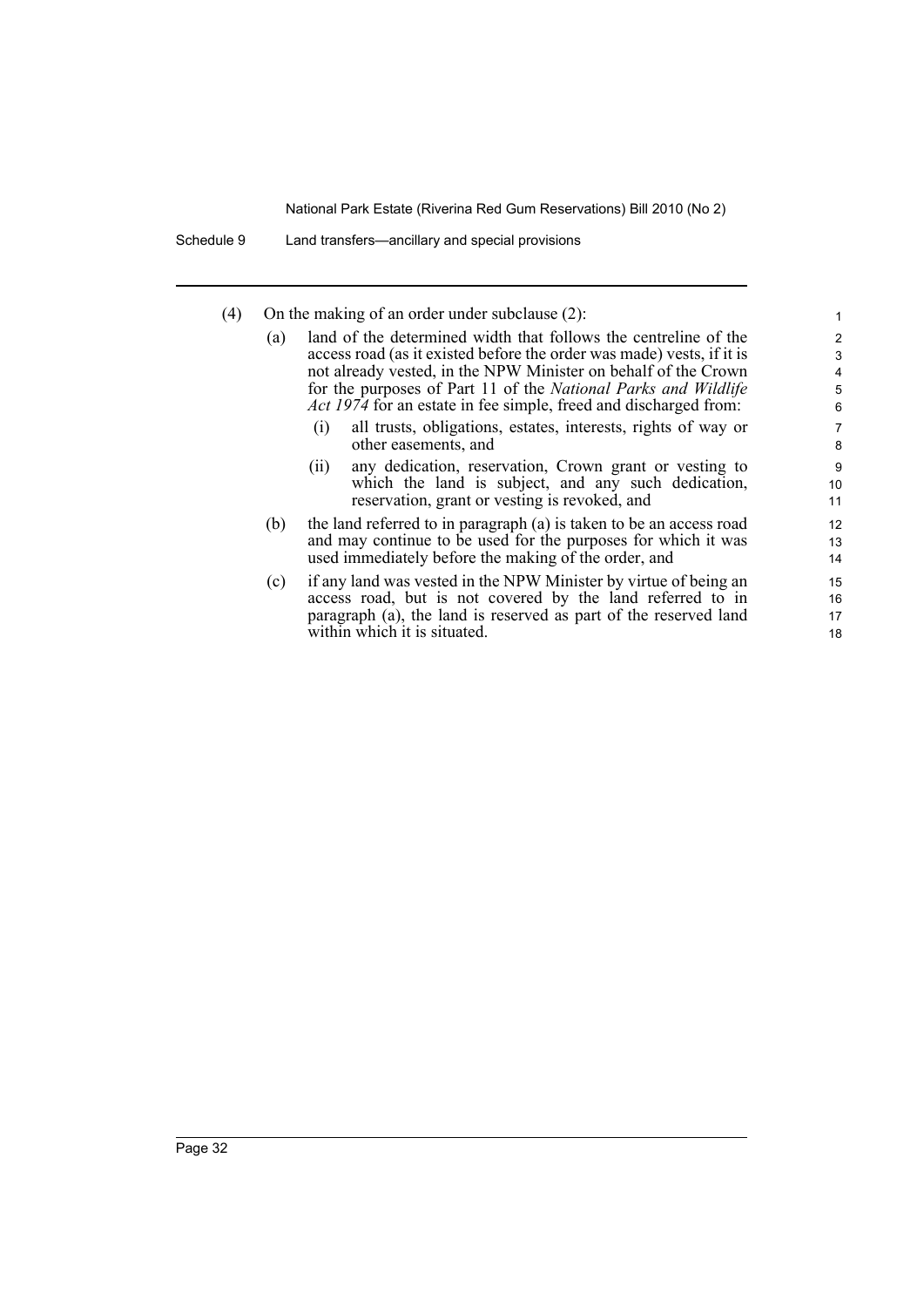(4) On the making of an order under subclause (2):

(a) land of the determined width that follows the centreline of the access road (as it existed before the order was made) vests, if it is not already vested, in the NPW Minister on behalf of the Crown for the purposes of Part 11 of the *National Parks and Wildlife Act 1974* for an estate in fee simple, freed and discharged from:

(i) all trusts, obligations, estates, interests, rights of way or other easements, and

(ii) any dedication, reservation, Crown grant or vesting to which the land is subject, and any such dedication, reservation, grant or vesting is revoked, and

(b) the land referred to in paragraph (a) is taken to be an access road and may continue to be used for the purposes for which it was used immediately before the making of the order, and

(c) if any land was vested in the NPW Minister by virtue of being an access road, but is not covered by the land referred to in paragraph (a), the land is reserved as part of the reserved land within which it is situated.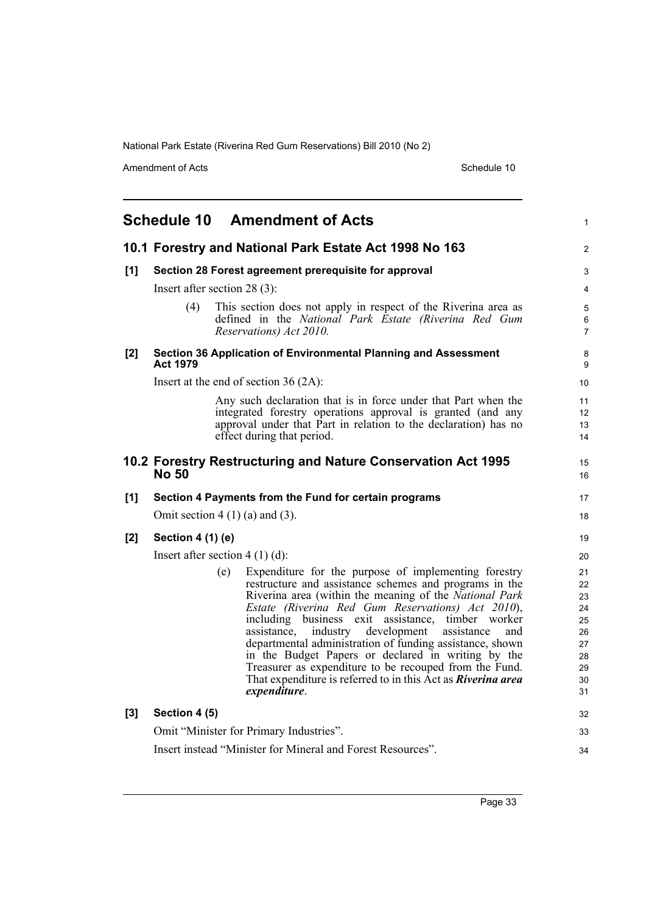# Schedule 10 Amendment of Acts

## 10.1 Forestry and National Park Estate Act 1998 No 163

### [1] Section 28 Forest agreement prerequisite for approval

Insert after section 28 (3):

> (4) This section does not apply in respect of the Riverina area as defined in the *National Park Estate (Riverina Red Gum Reservations) Act 2010.*

### [2] Section 36 Application of Environmental Planning and Assessment Act 1979

Insert at the end of section 36 (2A):

> Any such declaration that is in force under that Part when the integrated forestry operations approval is granted (and any approval under that Part in relation to the declaration) has no effect during that period.

## 10.2 Forestry Restructuring and Nature Conservation Act 1995 No 50

### [1] Section 4 Payments from the Fund for certain programs

Omit section 4 (1) (a) and (3).

### [2] Section 4 (1) (e)

Insert after section 4 (1) (d):

> (e) Expenditure for the purpose of implementing forestry restructure and assistance schemes and programs in the Riverina area (within the meaning of the *National Park Estate (Riverina Red Gum Reservations) Act 2010*), including business exit assistance, timber worker assistance, industry development assistance and departmental administration of funding assistance, shown in the Budget Papers or declared in writing by the Treasurer as expenditure to be recouped from the Fund. That expenditure is referred to in this Act as ***Riverina area expenditure***.

### [3] Section 4 (5)

Omit "Minister for Primary Industries".

Insert instead "Minister for Mineral and Forest Resources".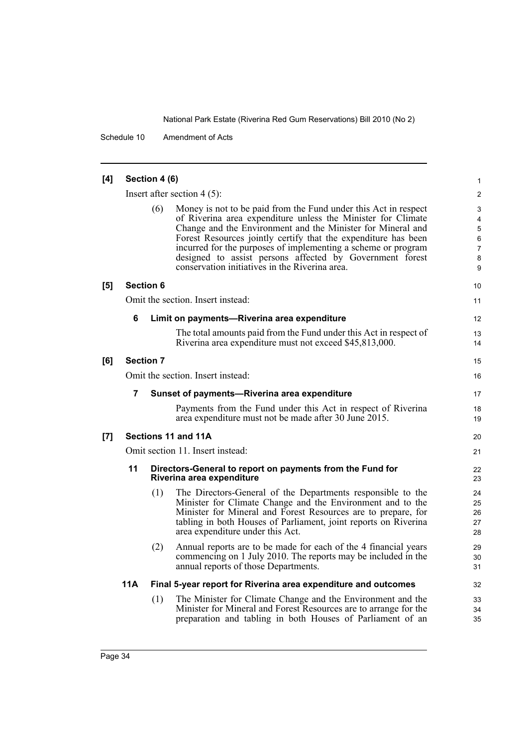**[4] Section 4 (6)**

Insert after section 4 (5):

(6) Money is not to be paid from the Fund under this Act in respect of Riverina area expenditure unless the Minister for Climate Change and the Environment and the Minister for Mineral and Forest Resources jointly certify that the expenditure has been incurred for the purposes of implementing a scheme or program designed to assist persons affected by Government forest conservation initiatives in the Riverina area.

**[5] Section 6**

Omit the section. Insert instead:

**6 Limit on payments—Riverina area expenditure**

The total amounts paid from the Fund under this Act in respect of Riverina area expenditure must not exceed $45,813,000.

**[6] Section 7**

Omit the section. Insert instead:

**7 Sunset of payments—Riverina area expenditure**

Payments from the Fund under this Act in respect of Riverina area expenditure must not be made after 30 June 2015.

**[7] Sections 11 and 11A**

Omit section 11. Insert instead:

**11 Directors-General to report on payments from the Fund for Riverina area expenditure**

(1) The Directors-General of the Departments responsible to the Minister for Climate Change and the Environment and to the Minister for Mineral and Forest Resources are to prepare, for tabling in both Houses of Parliament, joint reports on Riverina area expenditure under this Act.

(2) Annual reports are to be made for each of the 4 financial years commencing on 1 July 2010. The reports may be included in the annual reports of those Departments.

**11A Final 5-year report for Riverina area expenditure and outcomes**

(1) The Minister for Climate Change and the Environment and the Minister for Mineral and Forest Resources are to arrange for the preparation and tabling in both Houses of Parliament of an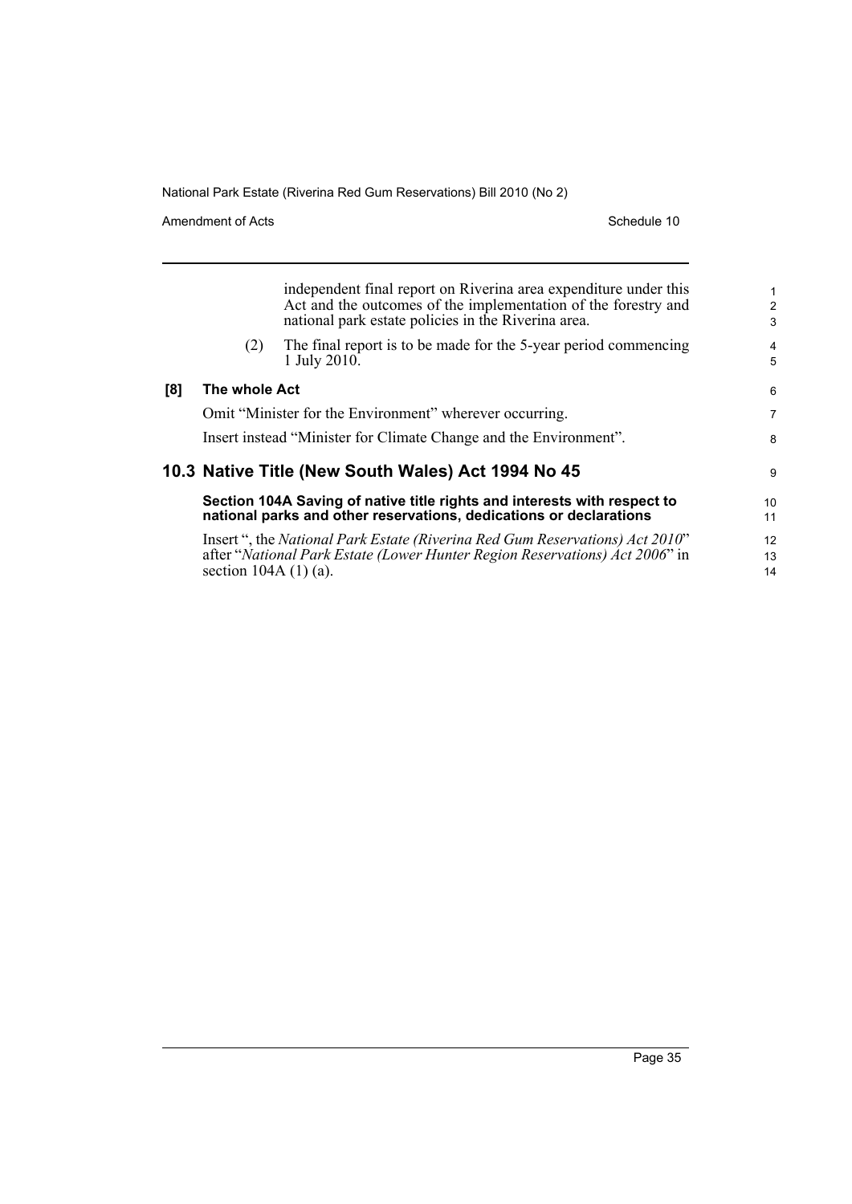independent final report on Riverina area expenditure under this Act and the outcomes of the implementation of the forestry and national park estate policies in the Riverina area.

(2) The final report is to be made for the 5-year period commencing 1 July 2010.

**[8] The whole Act**

Omit "Minister for the Environment" wherever occurring.

Insert instead "Minister for Climate Change and the Environment".

## 10.3 Native Title (New South Wales) Act 1994 No 45

**Section 104A Saving of native title rights and interests with respect to national parks and other reservations, dedications or declarations**

Insert ", the *National Park Estate (Riverina Red Gum Reservations) Act 2010*" after "*National Park Estate (Lower Hunter Region Reservations) Act 2006*" in section 104A (1) (a).